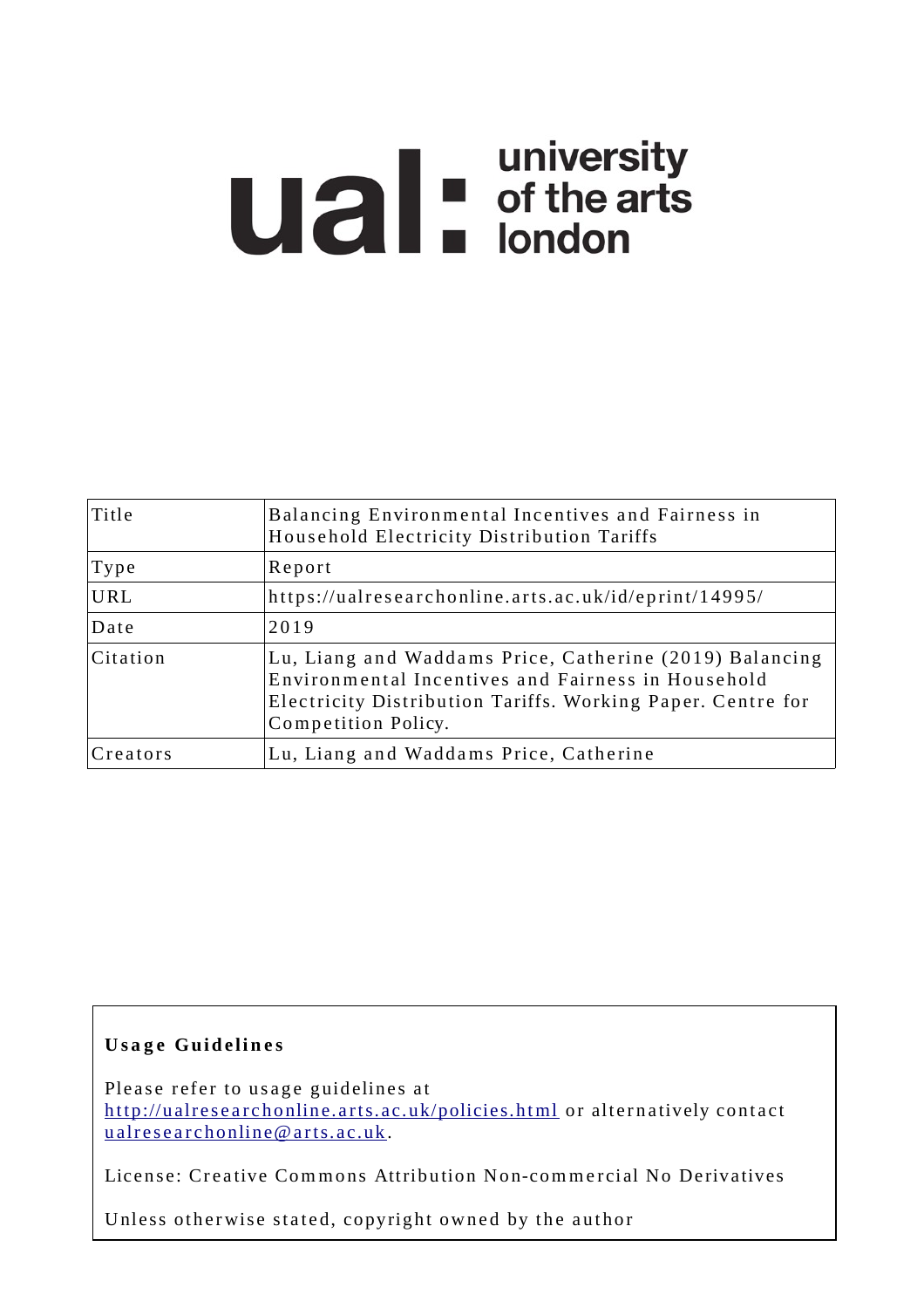ual: university of the arts london

| Title | Balancing Environmental Incentives and Fairness in Household Electricity Distribution Tariffs |
| --- | --- |
| Type | Report |
| URL | https://ualresearchonline.arts.ac.uk/id/eprint/14995/ |
| Date | 2019 |
| Citation | Lu, Liang and Waddams Price, Catherine (2019) Balancing Environmental Incentives and Fairness in Household Electricity Distribution Tariffs. Working Paper. Centre for Competition Policy. |
| Creators | Lu, Liang and Waddams Price, Catherine |

**Usage Guidelines**

Please refer to usage guidelines at http://ualresearchonline.arts.ac.uk/policies.html or alternatively contact ualresearchonline@arts.ac.uk.

License: Creative Commons Attribution Non-commercial No Derivatives

Unless otherwise stated, copyright owned by the author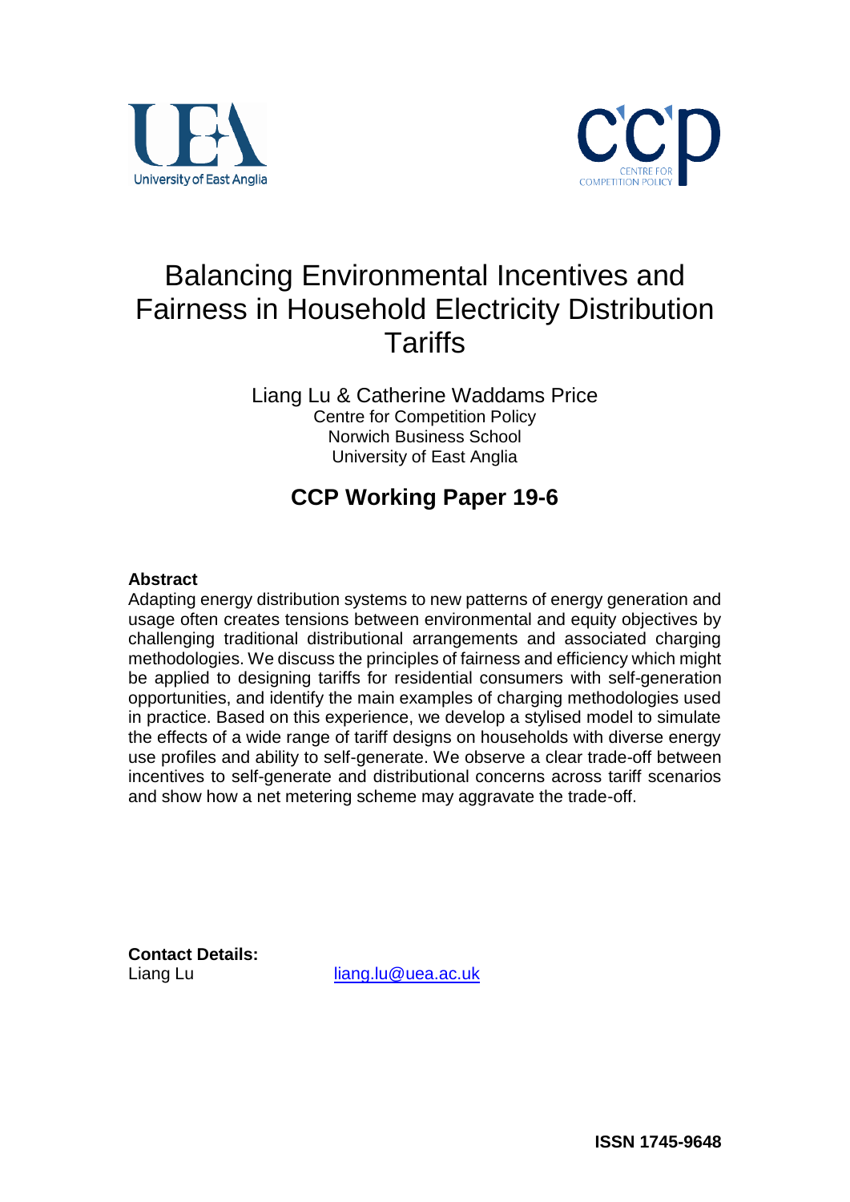# Balancing Environmental Incentives and Fairness in Household Electricity Distribution Tariffs

Liang Lu & Catherine Waddams Price
Centre for Competition Policy
Norwich Business School
University of East Anglia

## CCP Working Paper 19-6

**Abstract**

Adapting energy distribution systems to new patterns of energy generation and usage often creates tensions between environmental and equity objectives by challenging traditional distributional arrangements and associated charging methodologies. We discuss the principles of fairness and efficiency which might be applied to designing tariffs for residential consumers with self-generation opportunities, and identify the main examples of charging methodologies used in practice. Based on this experience, we develop a stylised model to simulate the effects of a wide range of tariff designs on households with diverse energy use profiles and ability to self-generate. We observe a clear trade-off between incentives to self-generate and distributional concerns across tariff scenarios and show how a net metering scheme may aggravate the trade-off.

**Contact Details:**
Liang Lu liang.lu@uea.ac.uk

**ISSN 1745-9648**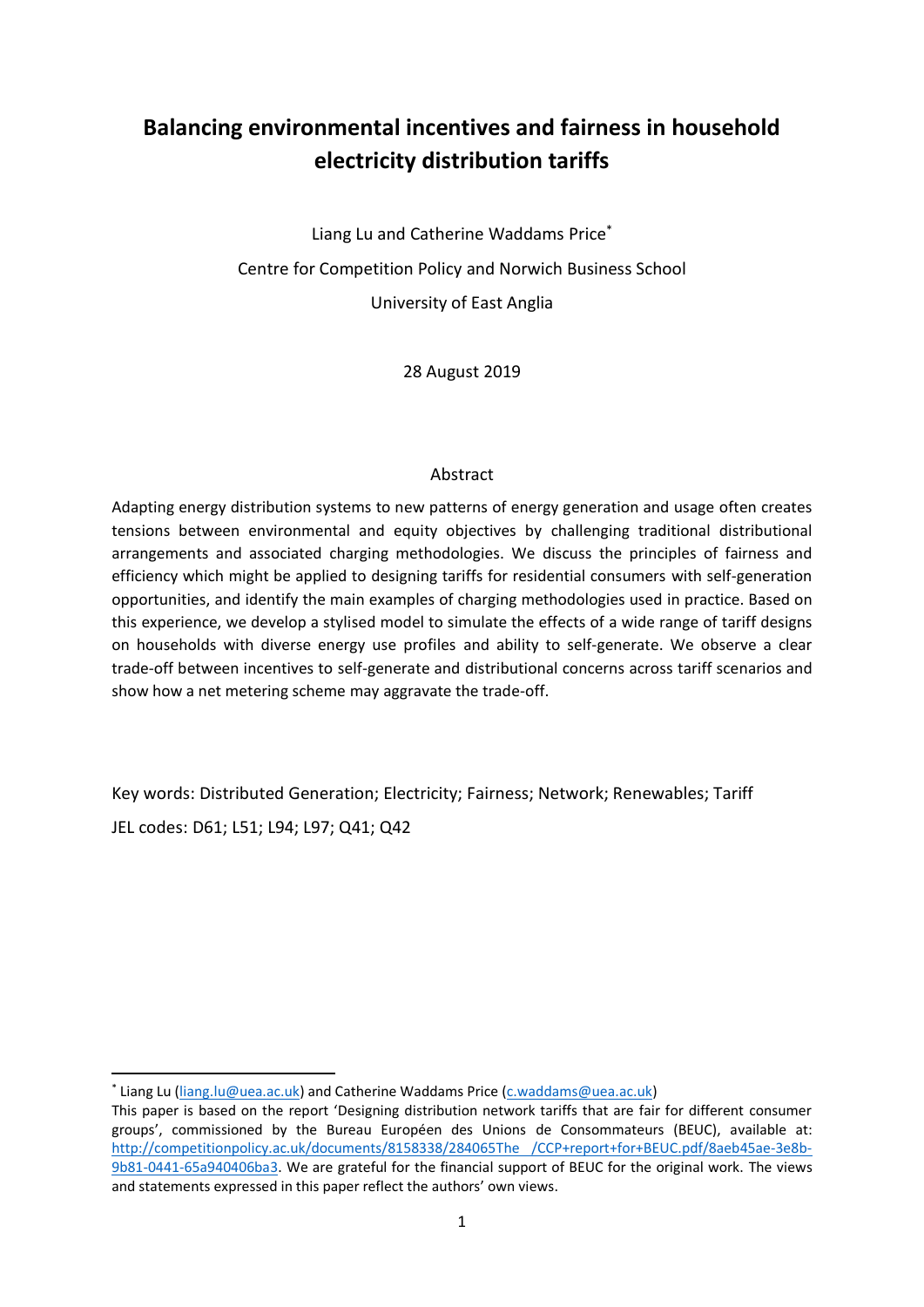# Balancing environmental incentives and fairness in household electricity distribution tariffs

Liang Lu and Catherine Waddams Price[*]

Centre for Competition Policy and Norwich Business School

University of East Anglia

28 August 2019

## Abstract

Adapting energy distribution systems to new patterns of energy generation and usage often creates tensions between environmental and equity objectives by challenging traditional distributional arrangements and associated charging methodologies. We discuss the principles of fairness and efficiency which might be applied to designing tariffs for residential consumers with self-generation opportunities, and identify the main examples of charging methodologies used in practice. Based on this experience, we develop a stylised model to simulate the effects of a wide range of tariff designs on households with diverse energy use profiles and ability to self-generate. We observe a clear trade-off between incentives to self-generate and distributional concerns across tariff scenarios and show how a net metering scheme may aggravate the trade-off.

Key words: Distributed Generation; Electricity; Fairness; Network; Renewables; Tariff

JEL codes: D61; L51; L94; L97; Q41; Q42

---

[*] Liang Lu (liang.lu@uea.ac.uk) and Catherine Waddams Price (c.waddams@uea.ac.uk)

This paper is based on the report 'Designing distribution network tariffs that are fair for different consumer groups', commissioned by the Bureau Européen des Unions de Consommateurs (BEUC), available at: http://competitionpolicy.ac.uk/documents/8158338/284065The /CCP+report+for+BEUC.pdf/8aeb45ae-3e8b-9b81-0441-65a940406ba3. We are grateful for the financial support of BEUC for the original work. The views and statements expressed in this paper reflect the authors' own views.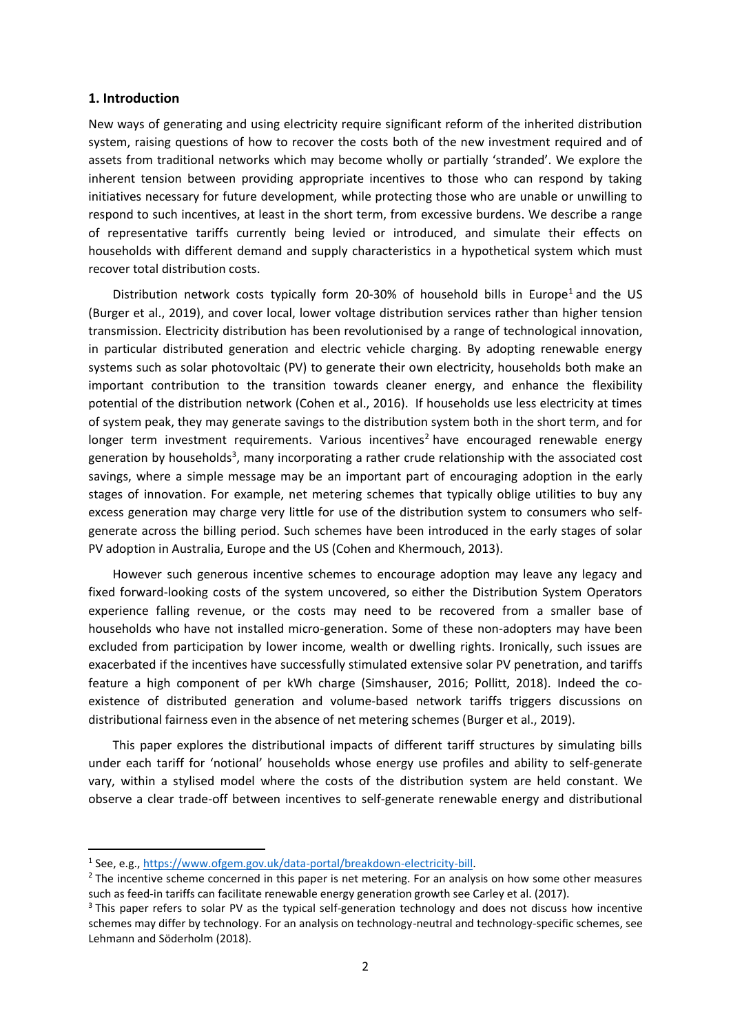## 1. Introduction

New ways of generating and using electricity require significant reform of the inherited distribution system, raising questions of how to recover the costs both of the new investment required and of assets from traditional networks which may become wholly or partially 'stranded'. We explore the inherent tension between providing appropriate incentives to those who can respond by taking initiatives necessary for future development, while protecting those who are unable or unwilling to respond to such incentives, at least in the short term, from excessive burdens. We describe a range of representative tariffs currently being levied or introduced, and simulate their effects on households with different demand and supply characteristics in a hypothetical system which must recover total distribution costs.

Distribution network costs typically form 20-30% of household bills in Europe[1] and the US (Burger et al., 2019), and cover local, lower voltage distribution services rather than higher tension transmission. Electricity distribution has been revolutionised by a range of technological innovation, in particular distributed generation and electric vehicle charging. By adopting renewable energy systems such as solar photovoltaic (PV) to generate their own electricity, households both make an important contribution to the transition towards cleaner energy, and enhance the flexibility potential of the distribution network (Cohen et al., 2016). If households use less electricity at times of system peak, they may generate savings to the distribution system both in the short term, and for longer term investment requirements. Various incentives[2] have encouraged renewable energy generation by households[3], many incorporating a rather crude relationship with the associated cost savings, where a simple message may be an important part of encouraging adoption in the early stages of innovation. For example, net metering schemes that typically oblige utilities to buy any excess generation may charge very little for use of the distribution system to consumers who self-generate across the billing period. Such schemes have been introduced in the early stages of solar PV adoption in Australia, Europe and the US (Cohen and Khermouch, 2013).

However such generous incentive schemes to encourage adoption may leave any legacy and fixed forward-looking costs of the system uncovered, so either the Distribution System Operators experience falling revenue, or the costs may need to be recovered from a smaller base of households who have not installed micro-generation. Some of these non-adopters may have been excluded from participation by lower income, wealth or dwelling rights. Ironically, such issues are exacerbated if the incentives have successfully stimulated extensive solar PV penetration, and tariffs feature a high component of per kWh charge (Simshauser, 2016; Pollitt, 2018). Indeed the co-existence of distributed generation and volume-based network tariffs triggers discussions on distributional fairness even in the absence of net metering schemes (Burger et al., 2019).

This paper explores the distributional impacts of different tariff structures by simulating bills under each tariff for 'notional' households whose energy use profiles and ability to self-generate vary, within a stylised model where the costs of the distribution system are held constant. We observe a clear trade-off between incentives to self-generate renewable energy and distributional

---

[1] See, e.g., https://www.ofgem.gov.uk/data-portal/breakdown-electricity-bill.

[2] The incentive scheme concerned in this paper is net metering. For an analysis on how some other measures such as feed-in tariffs can facilitate renewable energy generation growth see Carley et al. (2017).

[3] This paper refers to solar PV as the typical self-generation technology and does not discuss how incentive schemes may differ by technology. For an analysis on technology-neutral and technology-specific schemes, see Lehmann and Söderholm (2018).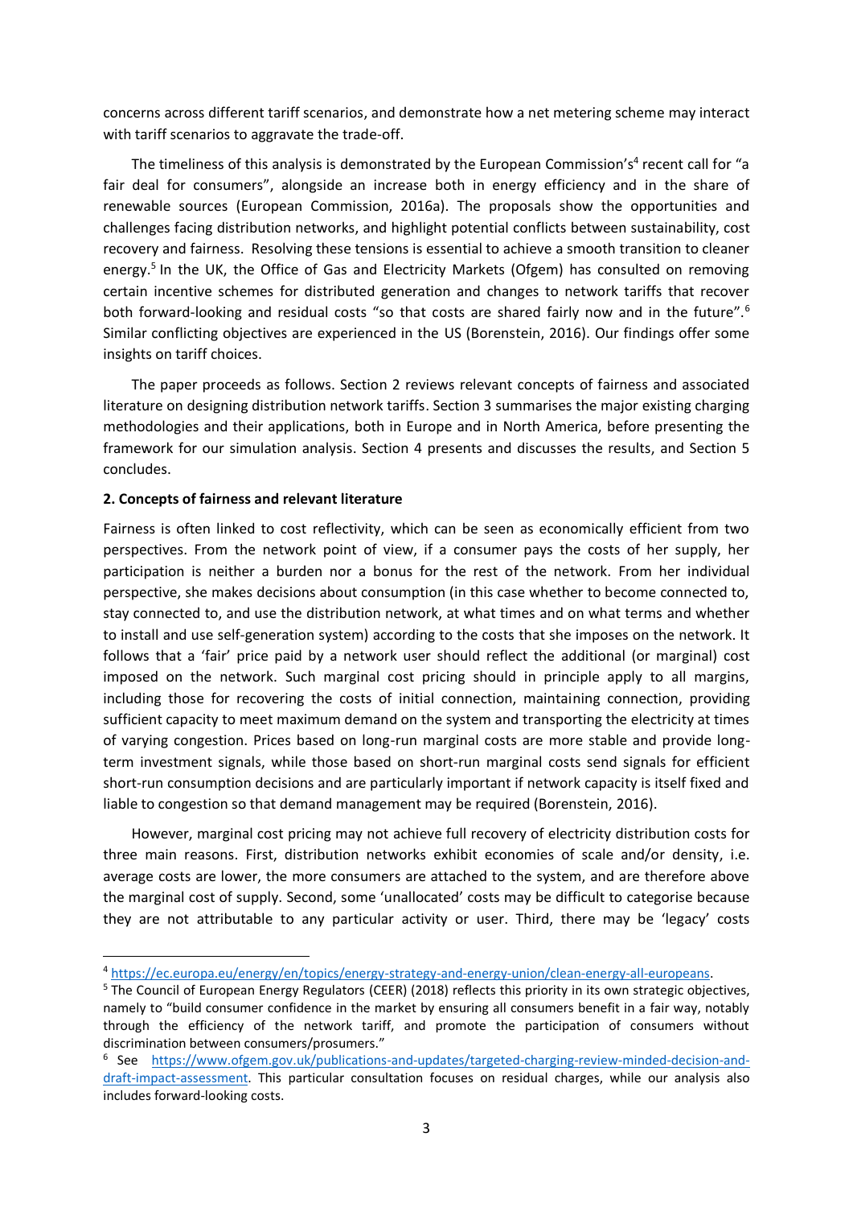concerns across different tariff scenarios, and demonstrate how a net metering scheme may interact with tariff scenarios to aggravate the trade-off.

The timeliness of this analysis is demonstrated by the European Commission's[4] recent call for "a fair deal for consumers", alongside an increase both in energy efficiency and in the share of renewable sources (European Commission, 2016a). The proposals show the opportunities and challenges facing distribution networks, and highlight potential conflicts between sustainability, cost recovery and fairness. Resolving these tensions is essential to achieve a smooth transition to cleaner energy.[5] In the UK, the Office of Gas and Electricity Markets (Ofgem) has consulted on removing certain incentive schemes for distributed generation and changes to network tariffs that recover both forward-looking and residual costs "so that costs are shared fairly now and in the future".[6] Similar conflicting objectives are experienced in the US (Borenstein, 2016). Our findings offer some insights on tariff choices.

The paper proceeds as follows. Section 2 reviews relevant concepts of fairness and associated literature on designing distribution network tariffs. Section 3 summarises the major existing charging methodologies and their applications, both in Europe and in North America, before presenting the framework for our simulation analysis. Section 4 presents and discusses the results, and Section 5 concludes.

## 2. Concepts of fairness and relevant literature

Fairness is often linked to cost reflectivity, which can be seen as economically efficient from two perspectives. From the network point of view, if a consumer pays the costs of her supply, her participation is neither a burden nor a bonus for the rest of the network. From her individual perspective, she makes decisions about consumption (in this case whether to become connected to, stay connected to, and use the distribution network, at what times and on what terms and whether to install and use self-generation system) according to the costs that she imposes on the network. It follows that a 'fair' price paid by a network user should reflect the additional (or marginal) cost imposed on the network. Such marginal cost pricing should in principle apply to all margins, including those for recovering the costs of initial connection, maintaining connection, providing sufficient capacity to meet maximum demand on the system and transporting the electricity at times of varying congestion. Prices based on long-run marginal costs are more stable and provide long-term investment signals, while those based on short-run marginal costs send signals for efficient short-run consumption decisions and are particularly important if network capacity is itself fixed and liable to congestion so that demand management may be required (Borenstein, 2016).

However, marginal cost pricing may not achieve full recovery of electricity distribution costs for three main reasons. First, distribution networks exhibit economies of scale and/or density, i.e. average costs are lower, the more consumers are attached to the system, and are therefore above the marginal cost of supply. Second, some 'unallocated' costs may be difficult to categorise because they are not attributable to any particular activity or user. Third, there may be 'legacy' costs

[4] https://ec.europa.eu/energy/en/topics/energy-strategy-and-energy-union/clean-energy-all-europeans.

[5] The Council of European Energy Regulators (CEER) (2018) reflects this priority in its own strategic objectives, namely to "build consumer confidence in the market by ensuring all consumers benefit in a fair way, notably through the efficiency of the network tariff, and promote the participation of consumers without discrimination between consumers/prosumers."

[6] See https://www.ofgem.gov.uk/publications-and-updates/targeted-charging-review-minded-decision-and-draft-impact-assessment. This particular consultation focuses on residual charges, while our analysis also includes forward-looking costs.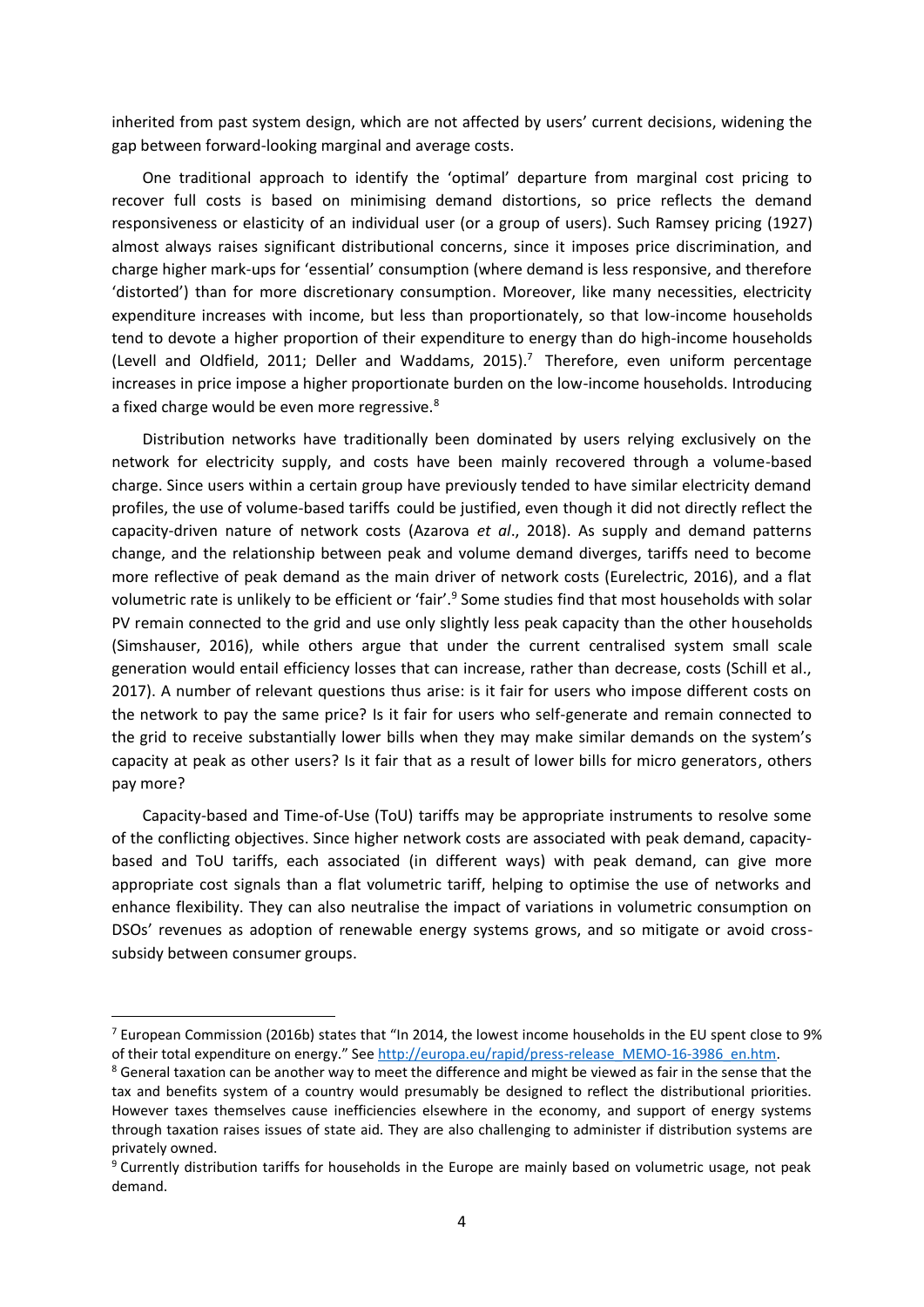inherited from past system design, which are not affected by users' current decisions, widening the gap between forward-looking marginal and average costs.

One traditional approach to identify the 'optimal' departure from marginal cost pricing to recover full costs is based on minimising demand distortions, so price reflects the demand responsiveness or elasticity of an individual user (or a group of users). Such Ramsey pricing (1927) almost always raises significant distributional concerns, since it imposes price discrimination, and charge higher mark-ups for 'essential' consumption (where demand is less responsive, and therefore 'distorted') than for more discretionary consumption. Moreover, like many necessities, electricity expenditure increases with income, but less than proportionately, so that low-income households tend to devote a higher proportion of their expenditure to energy than do high-income households (Levell and Oldfield, 2011; Deller and Waddams, 2015).[7] Therefore, even uniform percentage increases in price impose a higher proportionate burden on the low-income households. Introducing a fixed charge would be even more regressive.[8]

Distribution networks have traditionally been dominated by users relying exclusively on the network for electricity supply, and costs have been mainly recovered through a volume-based charge. Since users within a certain group have previously tended to have similar electricity demand profiles, the use of volume-based tariffs could be justified, even though it did not directly reflect the capacity-driven nature of network costs (Azarova *et al*., 2018). As supply and demand patterns change, and the relationship between peak and volume demand diverges, tariffs need to become more reflective of peak demand as the main driver of network costs (Eurelectric, 2016), and a flat volumetric rate is unlikely to be efficient or 'fair'.[9] Some studies find that most households with solar PV remain connected to the grid and use only slightly less peak capacity than the other households (Simshauser, 2016), while others argue that under the current centralised system small scale generation would entail efficiency losses that can increase, rather than decrease, costs (Schill et al., 2017). A number of relevant questions thus arise: is it fair for users who impose different costs on the network to pay the same price? Is it fair for users who self-generate and remain connected to the grid to receive substantially lower bills when they may make similar demands on the system's capacity at peak as other users? Is it fair that as a result of lower bills for micro generators, others pay more?

Capacity-based and Time-of-Use (ToU) tariffs may be appropriate instruments to resolve some of the conflicting objectives. Since higher network costs are associated with peak demand, capacity-based and ToU tariffs, each associated (in different ways) with peak demand, can give more appropriate cost signals than a flat volumetric tariff, helping to optimise the use of networks and enhance flexibility. They can also neutralise the impact of variations in volumetric consumption on DSOs' revenues as adoption of renewable energy systems grows, and so mitigate or avoid cross-subsidy between consumer groups.

---

[7] European Commission (2016b) states that "In 2014, the lowest income households in the EU spent close to 9% of their total expenditure on energy." See http://europa.eu/rapid/press-release_MEMO-16-3986_en.htm.

[8] General taxation can be another way to meet the difference and might be viewed as fair in the sense that the tax and benefits system of a country would presumably be designed to reflect the distributional priorities. However taxes themselves cause inefficiencies elsewhere in the economy, and support of energy systems through taxation raises issues of state aid. They are also challenging to administer if distribution systems are privately owned.

[9] Currently distribution tariffs for households in the Europe are mainly based on volumetric usage, not peak demand.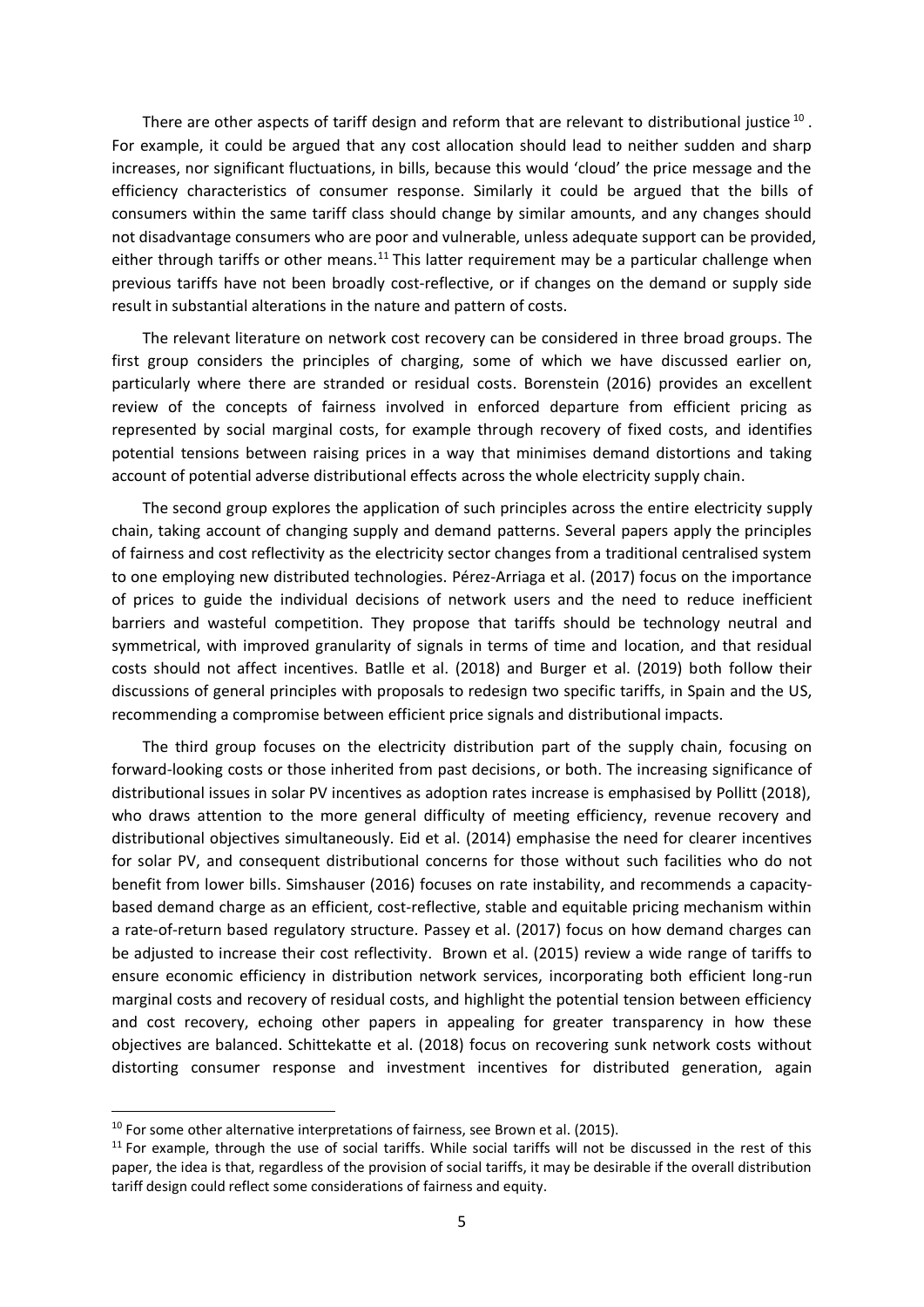There are other aspects of tariff design and reform that are relevant to distributional justice [10]. For example, it could be argued that any cost allocation should lead to neither sudden and sharp increases, nor significant fluctuations, in bills, because this would 'cloud' the price message and the efficiency characteristics of consumer response. Similarly it could be argued that the bills of consumers within the same tariff class should change by similar amounts, and any changes should not disadvantage consumers who are poor and vulnerable, unless adequate support can be provided, either through tariffs or other means.[11] This latter requirement may be a particular challenge when previous tariffs have not been broadly cost-reflective, or if changes on the demand or supply side result in substantial alterations in the nature and pattern of costs.

The relevant literature on network cost recovery can be considered in three broad groups. The first group considers the principles of charging, some of which we have discussed earlier on, particularly where there are stranded or residual costs. Borenstein (2016) provides an excellent review of the concepts of fairness involved in enforced departure from efficient pricing as represented by social marginal costs, for example through recovery of fixed costs, and identifies potential tensions between raising prices in a way that minimises demand distortions and taking account of potential adverse distributional effects across the whole electricity supply chain.

The second group explores the application of such principles across the entire electricity supply chain, taking account of changing supply and demand patterns. Several papers apply the principles of fairness and cost reflectivity as the electricity sector changes from a traditional centralised system to one employing new distributed technologies. Pérez-Arriaga et al. (2017) focus on the importance of prices to guide the individual decisions of network users and the need to reduce inefficient barriers and wasteful competition. They propose that tariffs should be technology neutral and symmetrical, with improved granularity of signals in terms of time and location, and that residual costs should not affect incentives. Batlle et al. (2018) and Burger et al. (2019) both follow their discussions of general principles with proposals to redesign two specific tariffs, in Spain and the US, recommending a compromise between efficient price signals and distributional impacts.

The third group focuses on the electricity distribution part of the supply chain, focusing on forward-looking costs or those inherited from past decisions, or both. The increasing significance of distributional issues in solar PV incentives as adoption rates increase is emphasised by Pollitt (2018), who draws attention to the more general difficulty of meeting efficiency, revenue recovery and distributional objectives simultaneously. Eid et al. (2014) emphasise the need for clearer incentives for solar PV, and consequent distributional concerns for those without such facilities who do not benefit from lower bills. Simshauser (2016) focuses on rate instability, and recommends a capacity-based demand charge as an efficient, cost-reflective, stable and equitable pricing mechanism within a rate-of-return based regulatory structure. Passey et al. (2017) focus on how demand charges can be adjusted to increase their cost reflectivity. Brown et al. (2015) review a wide range of tariffs to ensure economic efficiency in distribution network services, incorporating both efficient long-run marginal costs and recovery of residual costs, and highlight the potential tension between efficiency and cost recovery, echoing other papers in appealing for greater transparency in how these objectives are balanced. Schittekatte et al. (2018) focus on recovering sunk network costs without distorting consumer response and investment incentives for distributed generation, again

---

[10] For some other alternative interpretations of fairness, see Brown et al. (2015).

[11] For example, through the use of social tariffs. While social tariffs will not be discussed in the rest of this paper, the idea is that, regardless of the provision of social tariffs, it may be desirable if the overall distribution tariff design could reflect some considerations of fairness and equity.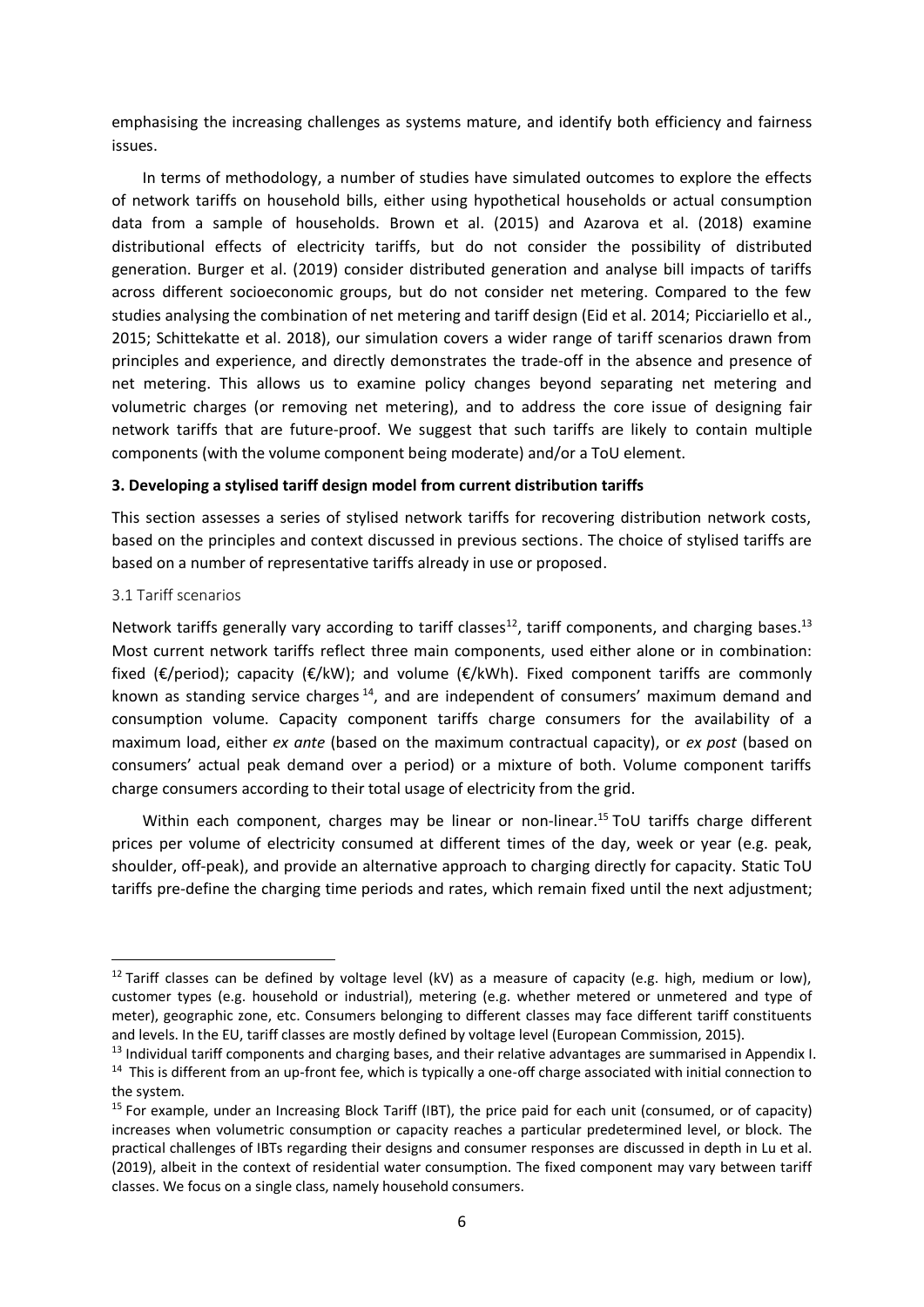emphasising the increasing challenges as systems mature, and identify both efficiency and fairness issues.

In terms of methodology, a number of studies have simulated outcomes to explore the effects of network tariffs on household bills, either using hypothetical households or actual consumption data from a sample of households. Brown et al. (2015) and Azarova et al. (2018) examine distributional effects of electricity tariffs, but do not consider the possibility of distributed generation. Burger et al. (2019) consider distributed generation and analyse bill impacts of tariffs across different socioeconomic groups, but do not consider net metering. Compared to the few studies analysing the combination of net metering and tariff design (Eid et al. 2014; Picciariello et al., 2015; Schittekatte et al. 2018), our simulation covers a wider range of tariff scenarios drawn from principles and experience, and directly demonstrates the trade-off in the absence and presence of net metering. This allows us to examine policy changes beyond separating net metering and volumetric charges (or removing net metering), and to address the core issue of designing fair network tariffs that are future-proof. We suggest that such tariffs are likely to contain multiple components (with the volume component being moderate) and/or a ToU element.

## 3. Developing a stylised tariff design model from current distribution tariffs

This section assesses a series of stylised network tariffs for recovering distribution network costs, based on the principles and context discussed in previous sections. The choice of stylised tariffs are based on a number of representative tariffs already in use or proposed.

### 3.1 Tariff scenarios

Network tariffs generally vary according to tariff classes[12], tariff components, and charging bases.[13] Most current network tariffs reflect three main components, used either alone or in combination: fixed (€/period); capacity (€/kW); and volume (€/kWh). Fixed component tariffs are commonly known as standing service charges[14], and are independent of consumers' maximum demand and consumption volume. Capacity component tariffs charge consumers for the availability of a maximum load, either *ex ante* (based on the maximum contractual capacity), or *ex post* (based on consumers' actual peak demand over a period) or a mixture of both. Volume component tariffs charge consumers according to their total usage of electricity from the grid.

Within each component, charges may be linear or non-linear.[15] ToU tariffs charge different prices per volume of electricity consumed at different times of the day, week or year (e.g. peak, shoulder, off-peak), and provide an alternative approach to charging directly for capacity. Static ToU tariffs pre-define the charging time periods and rates, which remain fixed until the next adjustment;

---

[12] Tariff classes can be defined by voltage level (kV) as a measure of capacity (e.g. high, medium or low), customer types (e.g. household or industrial), metering (e.g. whether metered or unmetered and type of meter), geographic zone, etc. Consumers belonging to different classes may face different tariff constituents and levels. In the EU, tariff classes are mostly defined by voltage level (European Commission, 2015).

[13] Individual tariff components and charging bases, and their relative advantages are summarised in Appendix I.

[14] This is different from an up-front fee, which is typically a one-off charge associated with initial connection to the system.

[15] For example, under an Increasing Block Tariff (IBT), the price paid for each unit (consumed, or of capacity) increases when volumetric consumption or capacity reaches a particular predetermined level, or block. The practical challenges of IBTs regarding their designs and consumer responses are discussed in depth in Lu et al. (2019), albeit in the context of residential water consumption. The fixed component may vary between tariff classes. We focus on a single class, namely household consumers.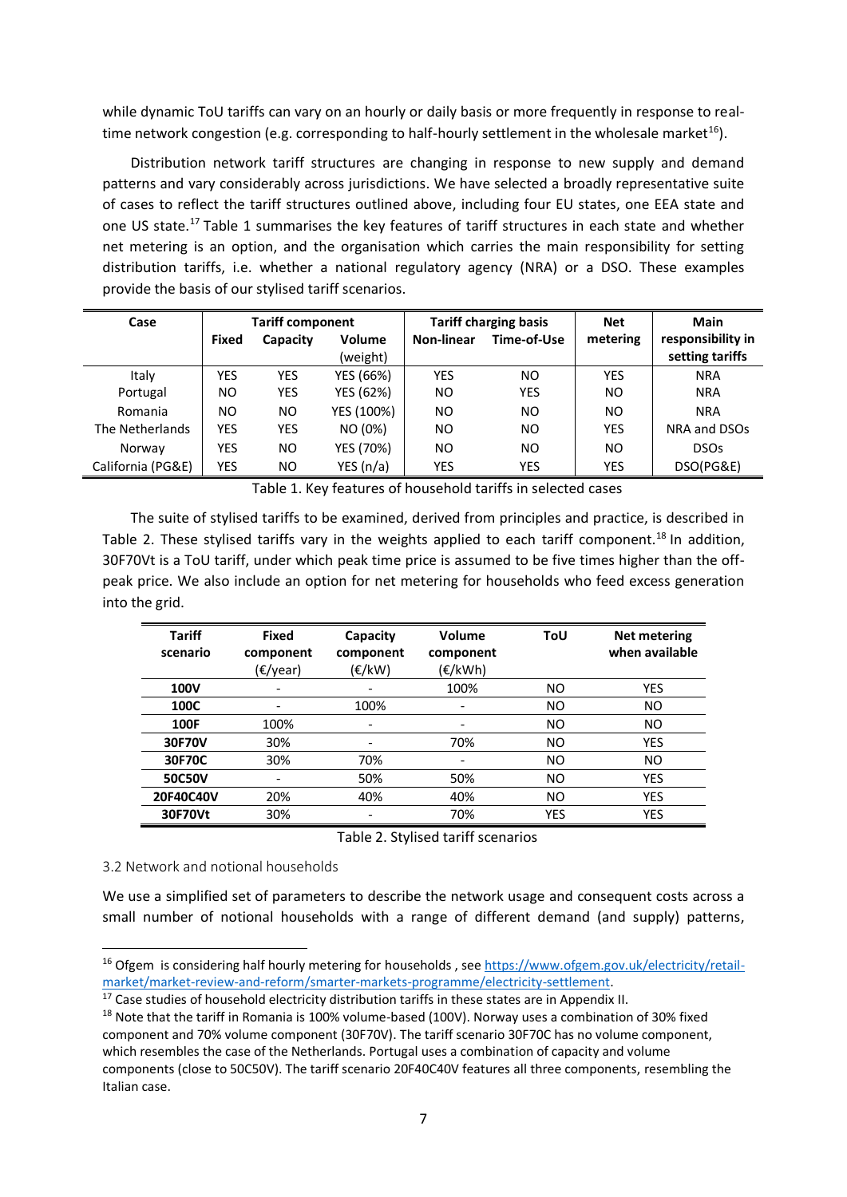while dynamic ToU tariffs can vary on an hourly or daily basis or more frequently in response to real-time network congestion (e.g. corresponding to half-hourly settlement in the wholesale market[16]).

Distribution network tariff structures are changing in response to new supply and demand patterns and vary considerably across jurisdictions. We have selected a broadly representative suite of cases to reflect the tariff structures outlined above, including four EU states, one EEA state and one US state.[17] Table 1 summarises the key features of tariff structures in each state and whether net metering is an option, and the organisation which carries the main responsibility for setting distribution tariffs, i.e. whether a national regulatory agency (NRA) or a DSO. These examples provide the basis of our stylised tariff scenarios.

| Case | Tariff component | | | Tariff charging basis | | Net metering | Main responsibility in setting tariffs |
|---|---|---|---|---|---|---|---|
| | Fixed | Capacity | Volume (weight) | Non-linear | Time-of-Use | | |
| Italy | YES | YES | YES (66%) | YES | NO | YES | NRA |
| Portugal | NO | YES | YES (62%) | NO | YES | NO | NRA |
| Romania | NO | NO | YES (100%) | NO | NO | NO | NRA |
| The Netherlands | YES | YES | NO (0%) | NO | NO | YES | NRA and DSOs |
| Norway | YES | NO | YES (70%) | NO | NO | NO | DSOs |
| California (PG&E) | YES | NO | YES (n/a) | YES | YES | YES | DSO(PG&E) |

Table 1. Key features of household tariffs in selected cases

The suite of stylised tariffs to be examined, derived from principles and practice, is described in Table 2. These stylised tariffs vary in the weights applied to each tariff component.[18] In addition, 30F70Vt is a ToU tariff, under which peak time price is assumed to be five times higher than the off-peak price. We also include an option for net metering for households who feed excess generation into the grid.

| Tariff scenario | Fixed component (€/year) | Capacity component (€/kW) | Volume component (€/kWh) | ToU | Net metering when available |
|---|---|---|---|---|---|
| **100V** | - | - | 100% | NO | YES |
| **100C** | - | 100% | - | NO | NO |
| **100F** | 100% | - | - | NO | NO |
| **30F70V** | 30% | - | 70% | NO | YES |
| **30F70C** | 30% | 70% | - | NO | NO |
| **50C50V** | - | 50% | 50% | NO | YES |
| **20F40C40V** | 20% | 40% | 40% | NO | YES |
| **30F70Vt** | 30% | - | 70% | YES | YES |

Table 2. Stylised tariff scenarios

### 3.2 Network and notional households

We use a simplified set of parameters to describe the network usage and consequent costs across a small number of notional households with a range of different demand (and supply) patterns,

[16] Ofgem is considering half hourly metering for households , see https://www.ofgem.gov.uk/electricity/retail-market/market-review-and-reform/smarter-markets-programme/electricity-settlement.

[17] Case studies of household electricity distribution tariffs in these states are in Appendix II.

[18] Note that the tariff in Romania is 100% volume-based (100V). Norway uses a combination of 30% fixed component and 70% volume component (30F70V). The tariff scenario 30F70C has no volume component, which resembles the case of the Netherlands. Portugal uses a combination of capacity and volume components (close to 50C50V). The tariff scenario 20F40C40V features all three components, resembling the Italian case.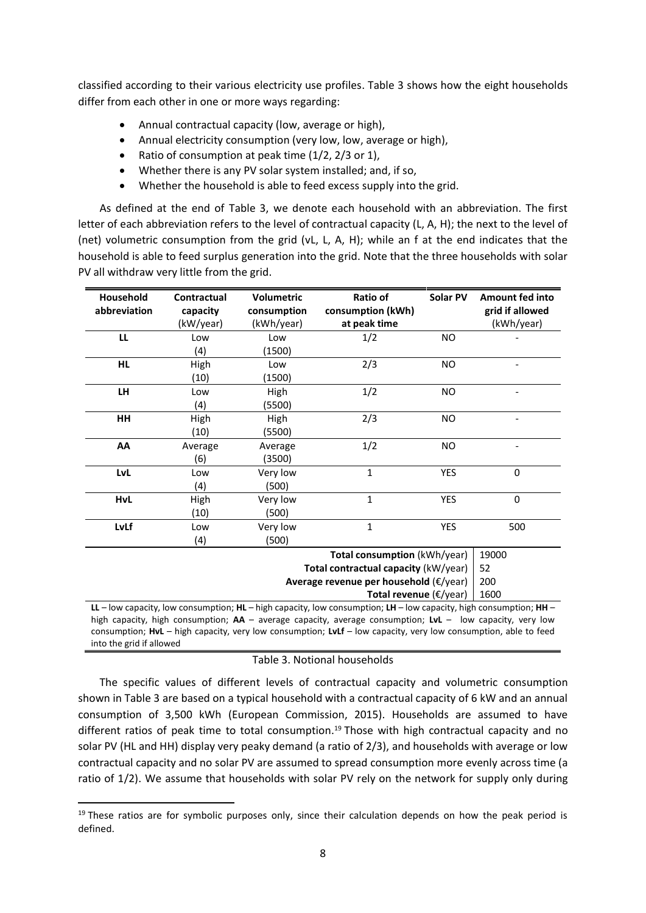classified according to their various electricity use profiles. Table 3 shows how the eight households differ from each other in one or more ways regarding:

- Annual contractual capacity (low, average or high),
- Annual electricity consumption (very low, low, average or high),
- Ratio of consumption at peak time (1/2, 2/3 or 1),
- Whether there is any PV solar system installed; and, if so,
- Whether the household is able to feed excess supply into the grid.

As defined at the end of Table 3, we denote each household with an abbreviation. The first letter of each abbreviation refers to the level of contractual capacity (L, A, H); the next to the level of (net) volumetric consumption from the grid (vL, L, A, H); while an f at the end indicates that the household is able to feed surplus generation into the grid. Note that the three households with solar PV all withdraw very little from the grid.

| Household abbreviation | Contractual capacity (kW/year) | Volumetric consumption (kWh/year) | Ratio of consumption (kWh) at peak time | Solar PV | Amount fed into grid if allowed (kWh/year) |
|---|---|---|---|---|---|
| **LL** | Low (4) | Low (1500) | 1/2 | NO | - |
| **HL** | High (10) | Low (1500) | 2/3 | NO | - |
| **LH** | Low (4) | High (5500) | 1/2 | NO | - |
| **HH** | High (10) | High (5500) | 2/3 | NO | - |
| **AA** | Average (6) | Average (3500) | 1/2 | NO | - |
| **LvL** | Low (4) | Very low (500) | 1 | YES | 0 |
| **HvL** | High (10) | Very low (500) | 1 | YES | 0 |
| **LvLf** | Low (4) | Very low (500) | 1 | YES | 500 |
| | | | | **Total consumption** (kWh/year) | 19000 |
| | | | | **Total contractual capacity** (kW/year) | 52 |
| | | | | **Average revenue per household** (€/year) | 200 |
| | | | | **Total revenue** (€/year) | 1600 |

**LL** – low capacity, low consumption; **HL** – high capacity, low consumption; **LH** – low capacity, high consumption; **HH** – high capacity, high consumption; **AA** – average capacity, average consumption; **LvL** – low capacity, very low consumption; **HvL** – high capacity, very low consumption; **LvLf** – low capacity, very low consumption, able to feed into the grid if allowed

Table 3. Notional households

The specific values of different levels of contractual capacity and volumetric consumption shown in Table 3 are based on a typical household with a contractual capacity of 6 kW and an annual consumption of 3,500 kWh (European Commission, 2015). Households are assumed to have different ratios of peak time to total consumption.[19] Those with high contractual capacity and no solar PV (HL and HH) display very peaky demand (a ratio of 2/3), and households with average or low contractual capacity and no solar PV are assumed to spread consumption more evenly across time (a ratio of 1/2). We assume that households with solar PV rely on the network for supply only during

[19] These ratios are for symbolic purposes only, since their calculation depends on how the peak period is defined.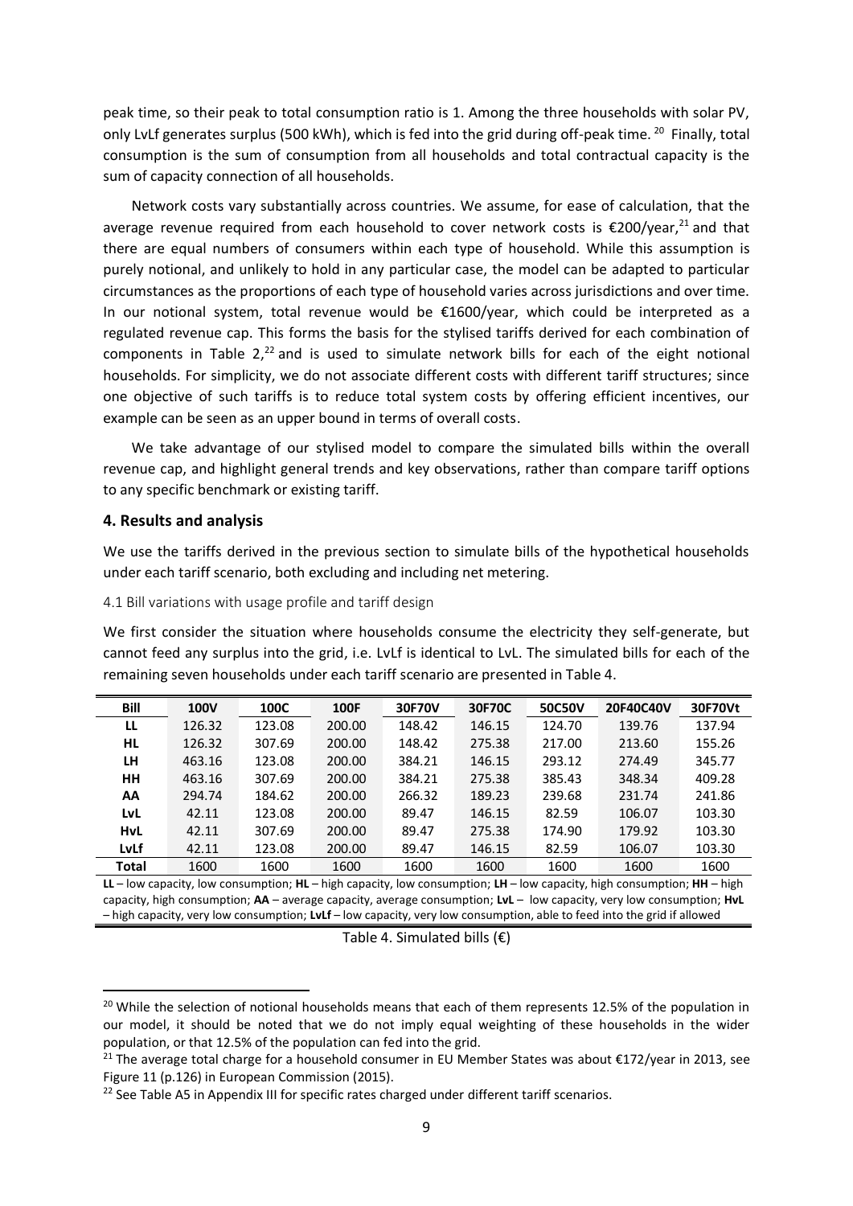peak time, so their peak to total consumption ratio is 1. Among the three households with solar PV, only LvLf generates surplus (500 kWh), which is fed into the grid during off-peak time.[20] Finally, total consumption is the sum of consumption from all households and total contractual capacity is the sum of capacity connection of all households.

Network costs vary substantially across countries. We assume, for ease of calculation, that the average revenue required from each household to cover network costs is €200/year,[21] and that there are equal numbers of consumers within each type of household. While this assumption is purely notional, and unlikely to hold in any particular case, the model can be adapted to particular circumstances as the proportions of each type of household varies across jurisdictions and over time. In our notional system, total revenue would be €1600/year, which could be interpreted as a regulated revenue cap. This forms the basis for the stylised tariffs derived for each combination of components in Table 2,[22] and is used to simulate network bills for each of the eight notional households. For simplicity, we do not associate different costs with different tariff structures; since one objective of such tariffs is to reduce total system costs by offering efficient incentives, our example can be seen as an upper bound in terms of overall costs.

We take advantage of our stylised model to compare the simulated bills within the overall revenue cap, and highlight general trends and key observations, rather than compare tariff options to any specific benchmark or existing tariff.

## 4. Results and analysis

We use the tariffs derived in the previous section to simulate bills of the hypothetical households under each tariff scenario, both excluding and including net metering.

### 4.1 Bill variations with usage profile and tariff design

We first consider the situation where households consume the electricity they self-generate, but cannot feed any surplus into the grid, i.e. LvLf is identical to LvL. The simulated bills for each of the remaining seven households under each tariff scenario are presented in Table 4.

| Bill | 100V | 100C | 100F | 30F70V | 30F70C | 50C50V | 20F40C40V | 30F70Vt |
|---|---|---|---|---|---|---|---|---|
| LL | 126.32 | 123.08 | 200.00 | 148.42 | 146.15 | 124.70 | 139.76 | 137.94 |
| HL | 126.32 | 307.69 | 200.00 | 148.42 | 275.38 | 217.00 | 213.60 | 155.26 |
| LH | 463.16 | 123.08 | 200.00 | 384.21 | 146.15 | 293.12 | 274.49 | 345.77 |
| HH | 463.16 | 307.69 | 200.00 | 384.21 | 275.38 | 385.43 | 348.34 | 409.28 |
| AA | 294.74 | 184.62 | 200.00 | 266.32 | 189.23 | 239.68 | 231.74 | 241.86 |
| LvL | 42.11 | 123.08 | 200.00 | 89.47 | 146.15 | 82.59 | 106.07 | 103.30 |
| HvL | 42.11 | 307.69 | 200.00 | 89.47 | 275.38 | 174.90 | 179.92 | 103.30 |
| LvLf | 42.11 | 123.08 | 200.00 | 89.47 | 146.15 | 82.59 | 106.07 | 103.30 |
| Total | 1600 | 1600 | 1600 | 1600 | 1600 | 1600 | 1600 | 1600 |

**LL** – low capacity, low consumption; **HL** – high capacity, low consumption; **LH** – low capacity, high consumption; **HH** – high capacity, high consumption; **AA** – average capacity, average consumption; **LvL** – low capacity, very low consumption; **HvL** – high capacity, very low consumption; **LvLf** – low capacity, very low consumption, able to feed into the grid if allowed

Table 4. Simulated bills (€)

[20] While the selection of notional households means that each of them represents 12.5% of the population in our model, it should be noted that we do not imply equal weighting of these households in the wider population, or that 12.5% of the population can fed into the grid.

[21] The average total charge for a household consumer in EU Member States was about €172/year in 2013, see Figure 11 (p.126) in European Commission (2015).

[22] See Table A5 in Appendix III for specific rates charged under different tariff scenarios.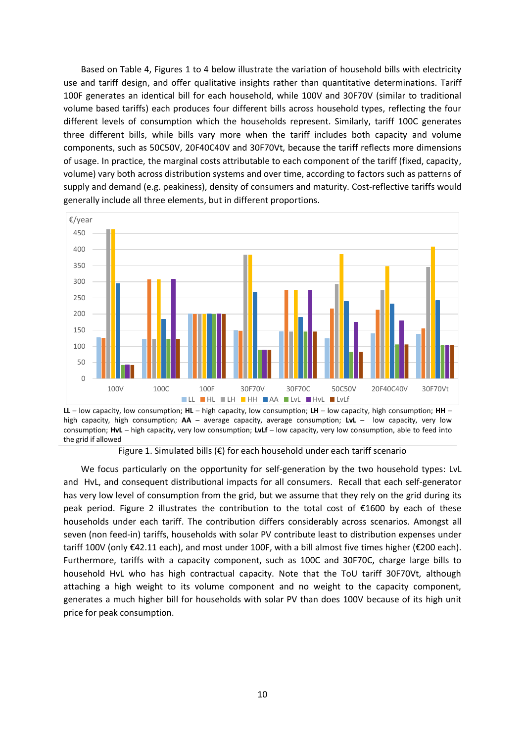Based on Table 4, Figures 1 to 4 below illustrate the variation of household bills with electricity use and tariff design, and offer qualitative insights rather than quantitative determinations. Tariff 100F generates an identical bill for each household, while 100V and 30F70V (similar to traditional volume based tariffs) each produces four different bills across household types, reflecting the four different levels of consumption which the households represent. Similarly, tariff 100C generates three different bills, while bills vary more when the tariff includes both capacity and volume components, such as 50C50V, 20F40C40V and 30F70Vt, because the tariff reflects more dimensions of usage. In practice, the marginal costs attributable to each component of the tariff (fixed, capacity, volume) vary both across distribution systems and over time, according to factors such as patterns of supply and demand (e.g. peakiness), density of consumers and maturity. Cost-reflective tariffs would generally include all three elements, but in different proportions.

**LL** – low capacity, low consumption; **HL** – high capacity, low consumption; **LH** – low capacity, high consumption; **HH** – high capacity, high consumption; **AA** – average capacity, average consumption; **LvL** – low capacity, very low consumption; **HvL** – high capacity, very low consumption; **LvLf** – low capacity, very low consumption, able to feed into the grid if allowed

Figure 1. Simulated bills (€) for each household under each tariff scenario

We focus particularly on the opportunity for self-generation by the two household types: LvL and HvL, and consequent distributional impacts for all consumers. Recall that each self-generator has very low level of consumption from the grid, but we assume that they rely on the grid during its peak period. Figure 2 illustrates the contribution to the total cost of €1600 by each of these households under each tariff. The contribution differs considerably across scenarios. Amongst all seven (non feed-in) tariffs, households with solar PV contribute least to distribution expenses under tariff 100V (only €42.11 each), and most under 100F, with a bill almost five times higher (€200 each). Furthermore, tariffs with a capacity component, such as 100C and 30F70C, charge large bills to household HvL who has high contractual capacity. Note that the ToU tariff 30F70Vt, although attaching a high weight to its volume component and no weight to the capacity component, generates a much higher bill for households with solar PV than does 100V because of its high unit price for peak consumption.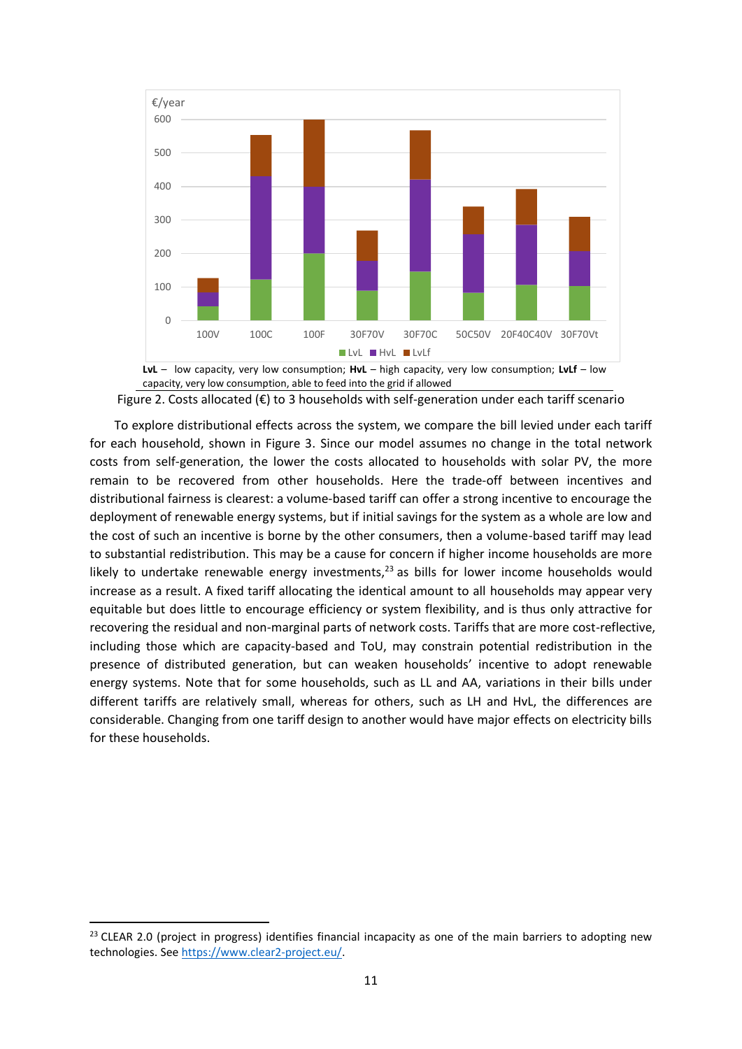LvL – low capacity, very low consumption; HvL – high capacity, very low consumption; LvLf – low capacity, very low consumption, able to feed into the grid if allowed

Figure 2. Costs allocated (€) to 3 households with self-generation under each tariff scenario

To explore distributional effects across the system, we compare the bill levied under each tariff for each household, shown in Figure 3. Since our model assumes no change in the total network costs from self-generation, the lower the costs allocated to households with solar PV, the more remain to be recovered from other households. Here the trade-off between incentives and distributional fairness is clearest: a volume-based tariff can offer a strong incentive to encourage the deployment of renewable energy systems, but if initial savings for the system as a whole are low and the cost of such an incentive is borne by the other consumers, then a volume-based tariff may lead to substantial redistribution. This may be a cause for concern if higher income households are more likely to undertake renewable energy investments,[23] as bills for lower income households would increase as a result. A fixed tariff allocating the identical amount to all households may appear very equitable but does little to encourage efficiency or system flexibility, and is thus only attractive for recovering the residual and non-marginal parts of network costs. Tariffs that are more cost-reflective, including those which are capacity-based and ToU, may constrain potential redistribution in the presence of distributed generation, but can weaken households' incentive to adopt renewable energy systems. Note that for some households, such as LL and AA, variations in their bills under different tariffs are relatively small, whereas for others, such as LH and HvL, the differences are considerable. Changing from one tariff design to another would have major effects on electricity bills for these households.

[23] CLEAR 2.0 (project in progress) identifies financial incapacity as one of the main barriers to adopting new technologies. See https://www.clear2-project.eu/.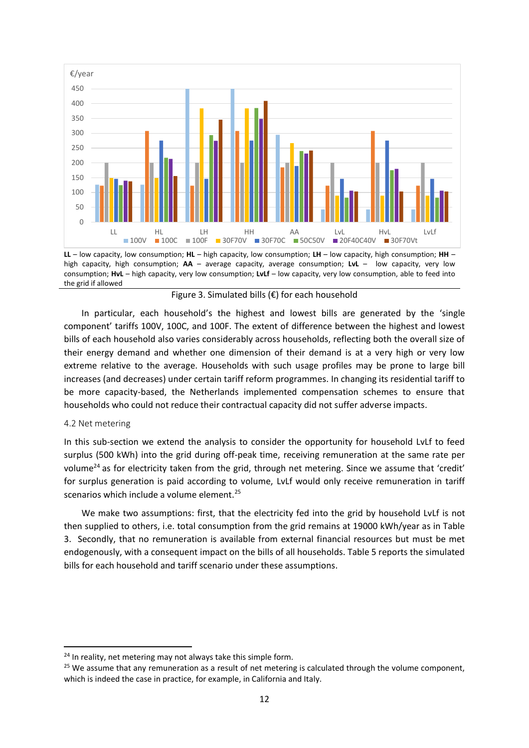LL – low capacity, low consumption; HL – high capacity, low consumption; LH – low capacity, high consumption; HH – high capacity, high consumption; AA – average capacity, average consumption; LvL – low capacity, very low consumption; HvL – high capacity, very low consumption; LvLf – low capacity, very low consumption, able to feed into the grid if allowed

Figure 3. Simulated bills (€) for each household

In particular, each household's the highest and lowest bills are generated by the 'single component' tariffs 100V, 100C, and 100F. The extent of difference between the highest and lowest bills of each household also varies considerably across households, reflecting both the overall size of their energy demand and whether one dimension of their demand is at a very high or very low extreme relative to the average. Households with such usage profiles may be prone to large bill increases (and decreases) under certain tariff reform programmes. In changing its residential tariff to be more capacity-based, the Netherlands implemented compensation schemes to ensure that households who could not reduce their contractual capacity did not suffer adverse impacts.

### 4.2 Net metering

In this sub-section we extend the analysis to consider the opportunity for household LvLf to feed surplus (500 kWh) into the grid during off-peak time, receiving remuneration at the same rate per volume[24] as for electricity taken from the grid, through net metering. Since we assume that 'credit' for surplus generation is paid according to volume, LvLf would only receive remuneration in tariff scenarios which include a volume element.[25]

We make two assumptions: first, that the electricity fed into the grid by household LvLf is not then supplied to others, i.e. total consumption from the grid remains at 19000 kWh/year as in Table 3. Secondly, that no remuneration is available from external financial resources but must be met endogenously, with a consequent impact on the bills of all households. Table 5 reports the simulated bills for each household and tariff scenario under these assumptions.

---

[24] In reality, net metering may not always take this simple form.

[25] We assume that any remuneration as a result of net metering is calculated through the volume component, which is indeed the case in practice, for example, in California and Italy.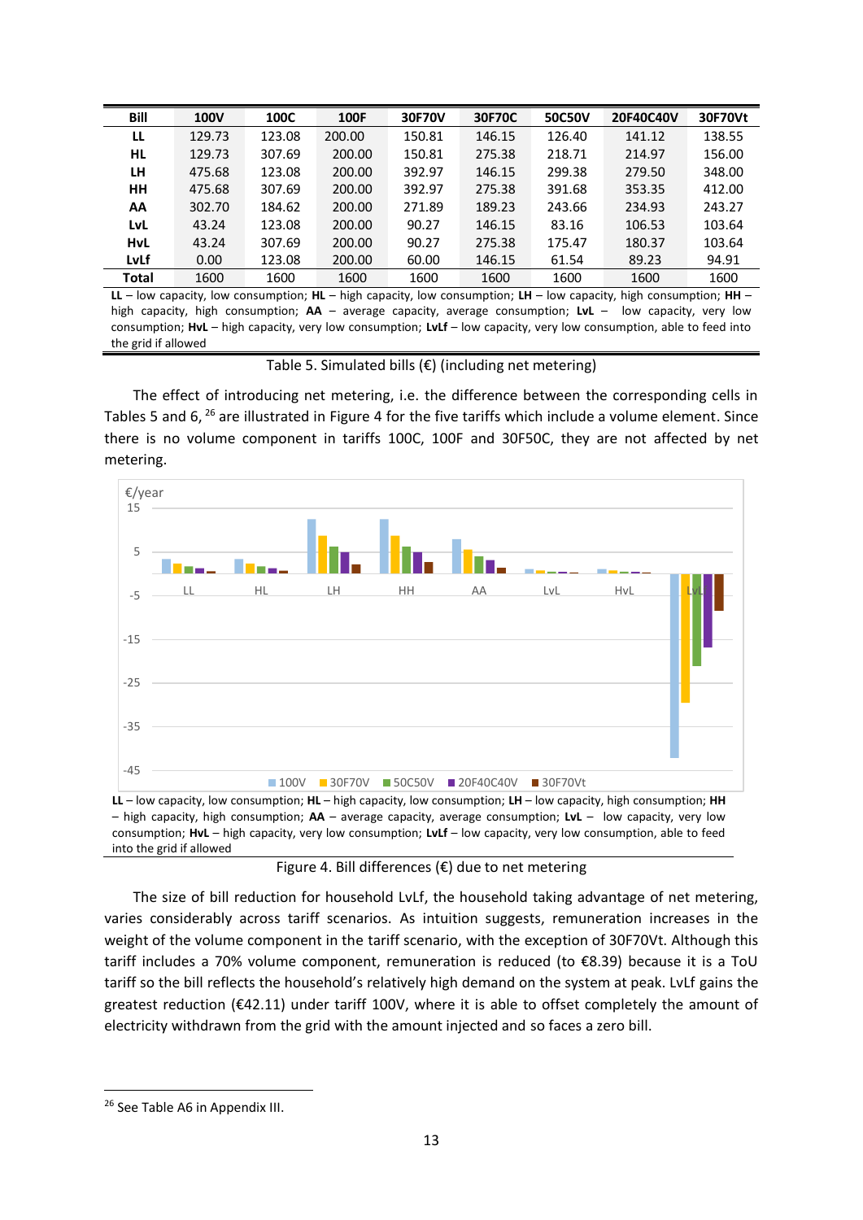| Bill | 100V | 100C | 100F | 30F70V | 30F70C | 50C50V | 20F40C40V | 30F70Vt |
|---|---|---|---|---|---|---|---|---|
| **LL** | 129.73 | 123.08 | 200.00 | 150.81 | 146.15 | 126.40 | 141.12 | 138.55 |
| **HL** | 129.73 | 307.69 | 200.00 | 150.81 | 275.38 | 218.71 | 214.97 | 156.00 |
| **LH** | 475.68 | 123.08 | 200.00 | 392.97 | 146.15 | 299.38 | 279.50 | 348.00 |
| **HH** | 475.68 | 307.69 | 200.00 | 392.97 | 275.38 | 391.68 | 353.35 | 412.00 |
| **AA** | 302.70 | 184.62 | 200.00 | 271.89 | 189.23 | 243.66 | 234.93 | 243.27 |
| **LvL** | 43.24 | 123.08 | 200.00 | 90.27 | 146.15 | 83.16 | 106.53 | 103.64 |
| **HvL** | 43.24 | 307.69 | 200.00 | 90.27 | 275.38 | 175.47 | 180.37 | 103.64 |
| **LvLf** | 0.00 | 123.08 | 200.00 | 60.00 | 146.15 | 61.54 | 89.23 | 94.91 |
| **Total** | 1600 | 1600 | 1600 | 1600 | 1600 | 1600 | 1600 | 1600 |

**LL** – low capacity, low consumption; **HL** – high capacity, low consumption; **LH** – low capacity, high consumption; **HH** – high capacity, high consumption; **AA** – average capacity, average consumption; **LvL** – low capacity, very low consumption; **HvL** – high capacity, very low consumption; **LvLf** – low capacity, very low consumption, able to feed into the grid if allowed

Table 5. Simulated bills (€) (including net metering)

The effect of introducing net metering, i.e. the difference between the corresponding cells in Tables 5 and 6, [26] are illustrated in Figure 4 for the five tariffs which include a volume element. Since there is no volume component in tariffs 100C, 100F and 30F50C, they are not affected by net metering.

**LL** – low capacity, low consumption; **HL** – high capacity, low consumption; **LH** – low capacity, high consumption; **HH** – high capacity, high consumption; **AA** – average capacity, average consumption; **LvL** – low capacity, very low consumption; **HvL** – high capacity, very low consumption; **LvLf** – low capacity, very low consumption, able to feed into the grid if allowed

Figure 4. Bill differences (€) due to net metering

The size of bill reduction for household LvLf, the household taking advantage of net metering, varies considerably across tariff scenarios. As intuition suggests, remuneration increases in the weight of the volume component in the tariff scenario, with the exception of 30F70Vt. Although this tariff includes a 70% volume component, remuneration is reduced (to €8.39) because it is a ToU tariff so the bill reflects the household's relatively high demand on the system at peak. LvLf gains the greatest reduction (€42.11) under tariff 100V, where it is able to offset completely the amount of electricity withdrawn from the grid with the amount injected and so faces a zero bill.

[26] See Table A6 in Appendix III.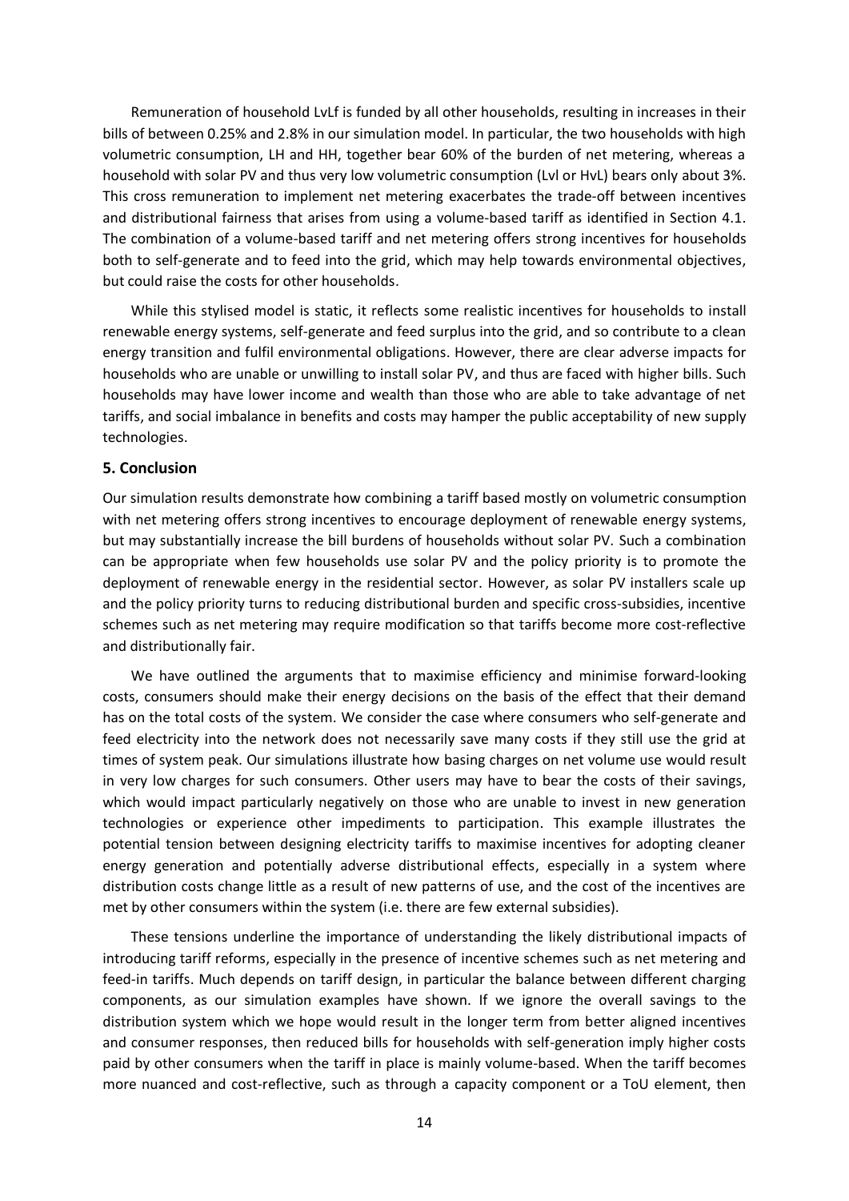Remuneration of household LvLf is funded by all other households, resulting in increases in their bills of between 0.25% and 2.8% in our simulation model. In particular, the two households with high volumetric consumption, LH and HH, together bear 60% of the burden of net metering, whereas a household with solar PV and thus very low volumetric consumption (Lvl or HvL) bears only about 3%. This cross remuneration to implement net metering exacerbates the trade-off between incentives and distributional fairness that arises from using a volume-based tariff as identified in Section 4.1. The combination of a volume-based tariff and net metering offers strong incentives for households both to self-generate and to feed into the grid, which may help towards environmental objectives, but could raise the costs for other households.

While this stylised model is static, it reflects some realistic incentives for households to install renewable energy systems, self-generate and feed surplus into the grid, and so contribute to a clean energy transition and fulfil environmental obligations. However, there are clear adverse impacts for households who are unable or unwilling to install solar PV, and thus are faced with higher bills. Such households may have lower income and wealth than those who are able to take advantage of net tariffs, and social imbalance in benefits and costs may hamper the public acceptability of new supply technologies.

## 5. Conclusion

Our simulation results demonstrate how combining a tariff based mostly on volumetric consumption with net metering offers strong incentives to encourage deployment of renewable energy systems, but may substantially increase the bill burdens of households without solar PV. Such a combination can be appropriate when few households use solar PV and the policy priority is to promote the deployment of renewable energy in the residential sector. However, as solar PV installers scale up and the policy priority turns to reducing distributional burden and specific cross-subsidies, incentive schemes such as net metering may require modification so that tariffs become more cost-reflective and distributionally fair.

We have outlined the arguments that to maximise efficiency and minimise forward-looking costs, consumers should make their energy decisions on the basis of the effect that their demand has on the total costs of the system. We consider the case where consumers who self-generate and feed electricity into the network does not necessarily save many costs if they still use the grid at times of system peak. Our simulations illustrate how basing charges on net volume use would result in very low charges for such consumers. Other users may have to bear the costs of their savings, which would impact particularly negatively on those who are unable to invest in new generation technologies or experience other impediments to participation. This example illustrates the potential tension between designing electricity tariffs to maximise incentives for adopting cleaner energy generation and potentially adverse distributional effects, especially in a system where distribution costs change little as a result of new patterns of use, and the cost of the incentives are met by other consumers within the system (i.e. there are few external subsidies).

These tensions underline the importance of understanding the likely distributional impacts of introducing tariff reforms, especially in the presence of incentive schemes such as net metering and feed-in tariffs. Much depends on tariff design, in particular the balance between different charging components, as our simulation examples have shown. If we ignore the overall savings to the distribution system which we hope would result in the longer term from better aligned incentives and consumer responses, then reduced bills for households with self-generation imply higher costs paid by other consumers when the tariff in place is mainly volume-based. When the tariff becomes more nuanced and cost-reflective, such as through a capacity component or a ToU element, then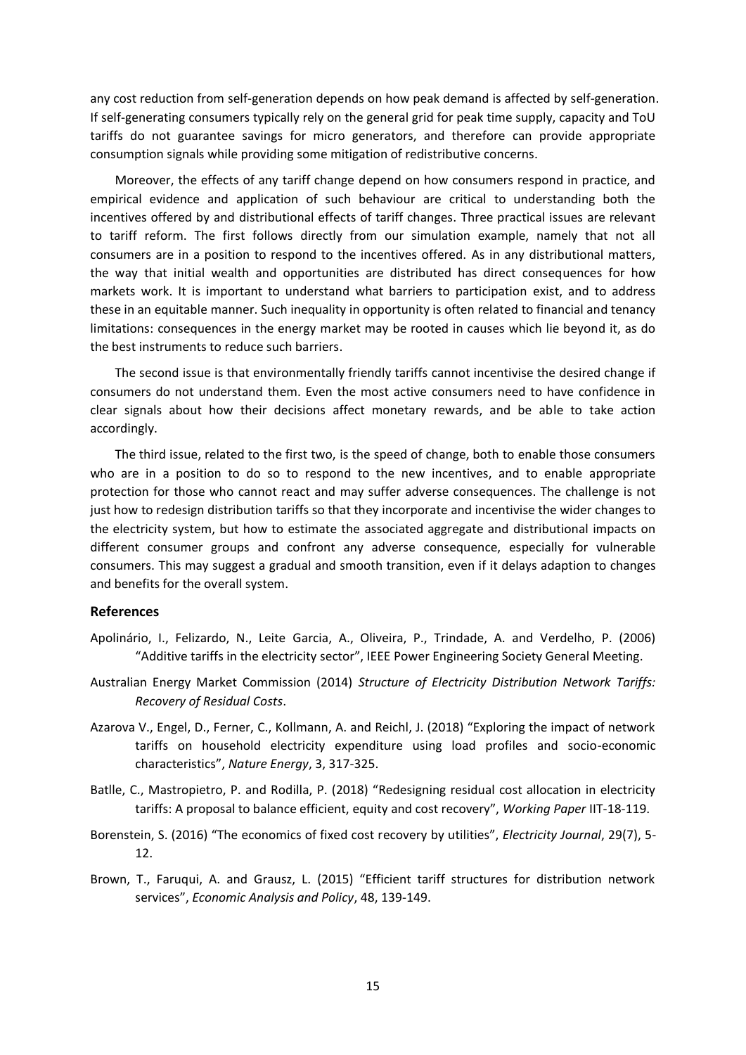any cost reduction from self-generation depends on how peak demand is affected by self-generation. If self-generating consumers typically rely on the general grid for peak time supply, capacity and ToU tariffs do not guarantee savings for micro generators, and therefore can provide appropriate consumption signals while providing some mitigation of redistributive concerns.

Moreover, the effects of any tariff change depend on how consumers respond in practice, and empirical evidence and application of such behaviour are critical to understanding both the incentives offered by and distributional effects of tariff changes. Three practical issues are relevant to tariff reform. The first follows directly from our simulation example, namely that not all consumers are in a position to respond to the incentives offered. As in any distributional matters, the way that initial wealth and opportunities are distributed has direct consequences for how markets work. It is important to understand what barriers to participation exist, and to address these in an equitable manner. Such inequality in opportunity is often related to financial and tenancy limitations: consequences in the energy market may be rooted in causes which lie beyond it, as do the best instruments to reduce such barriers.

The second issue is that environmentally friendly tariffs cannot incentivise the desired change if consumers do not understand them. Even the most active consumers need to have confidence in clear signals about how their decisions affect monetary rewards, and be able to take action accordingly.

The third issue, related to the first two, is the speed of change, both to enable those consumers who are in a position to do so to respond to the new incentives, and to enable appropriate protection for those who cannot react and may suffer adverse consequences. The challenge is not just how to redesign distribution tariffs so that they incorporate and incentivise the wider changes to the electricity system, but how to estimate the associated aggregate and distributional impacts on different consumer groups and confront any adverse consequence, especially for vulnerable consumers. This may suggest a gradual and smooth transition, even if it delays adaption to changes and benefits for the overall system.

## References

Apolinário, I., Felizardo, N., Leite Garcia, A., Oliveira, P., Trindade, A. and Verdelho, P. (2006) "Additive tariffs in the electricity sector", IEEE Power Engineering Society General Meeting.

Australian Energy Market Commission (2014) *Structure of Electricity Distribution Network Tariffs: Recovery of Residual Costs*.

Azarova V., Engel, D., Ferner, C., Kollmann, A. and Reichl, J. (2018) "Exploring the impact of network tariffs on household electricity expenditure using load profiles and socio-economic characteristics", *Nature Energy*, 3, 317-325.

Batlle, C., Mastropietro, P. and Rodilla, P. (2018) "Redesigning residual cost allocation in electricity tariffs: A proposal to balance efficient, equity and cost recovery", *Working Paper* IIT-18-119.

Borenstein, S. (2016) "The economics of fixed cost recovery by utilities", *Electricity Journal*, 29(7), 5-12.

Brown, T., Faruqui, A. and Grausz, L. (2015) "Efficient tariff structures for distribution network services", *Economic Analysis and Policy*, 48, 139-149.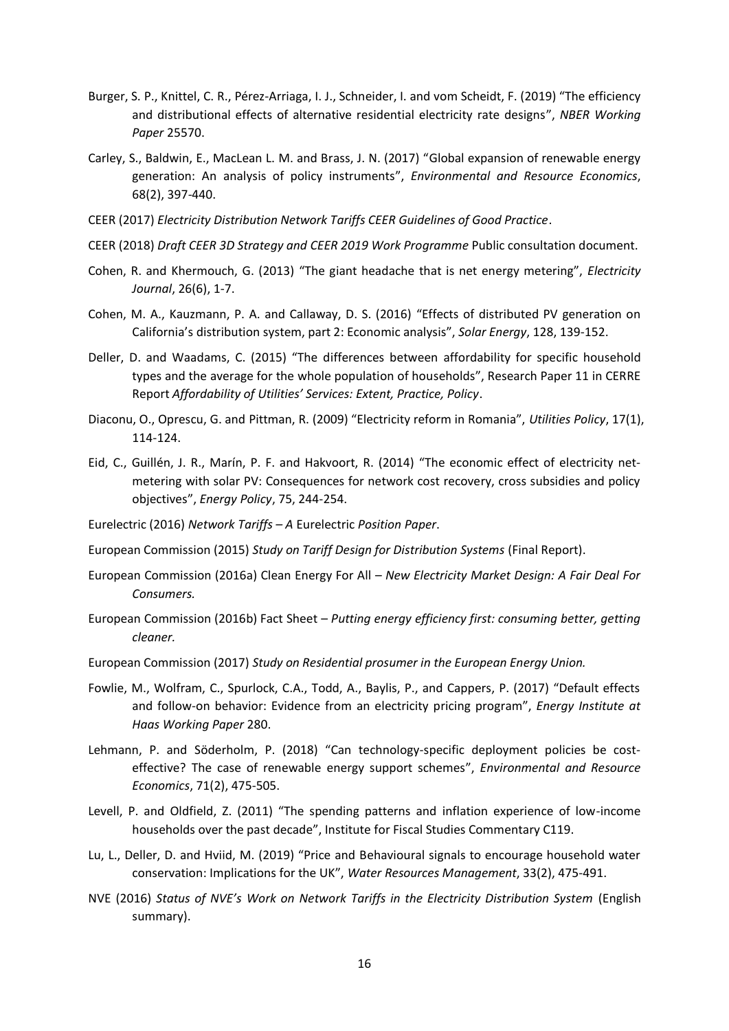Burger, S. P., Knittel, C. R., Pérez-Arriaga, I. J., Schneider, I. and vom Scheidt, F. (2019) "The efficiency and distributional effects of alternative residential electricity rate designs", *NBER Working Paper* 25570.

Carley, S., Baldwin, E., MacLean L. M. and Brass, J. N. (2017) "Global expansion of renewable energy generation: An analysis of policy instruments", *Environmental and Resource Economics*, 68(2), 397-440.

CEER (2017) *Electricity Distribution Network Tariffs CEER Guidelines of Good Practice*.

CEER (2018) *Draft CEER 3D Strategy and CEER 2019 Work Programme* Public consultation document.

Cohen, R. and Khermouch, G. (2013) "The giant headache that is net energy metering", *Electricity Journal*, 26(6), 1-7.

Cohen, M. A., Kauzmann, P. A. and Callaway, D. S. (2016) "Effects of distributed PV generation on California's distribution system, part 2: Economic analysis", *Solar Energy*, 128, 139-152.

Deller, D. and Waadams, C. (2015) "The differences between affordability for specific household types and the average for the whole population of households", Research Paper 11 in CERRE Report *Affordability of Utilities' Services: Extent, Practice, Policy*.

Diaconu, O., Oprescu, G. and Pittman, R. (2009) "Electricity reform in Romania", *Utilities Policy*, 17(1), 114-124.

Eid, C., Guillén, J. R., Marín, P. F. and Hakvoort, R. (2014) "The economic effect of electricity net-metering with solar PV: Consequences for network cost recovery, cross subsidies and policy objectives", *Energy Policy*, 75, 244-254.

Eurelectric (2016) *Network Tariffs – A* Eurelectric *Position Paper*.

European Commission (2015) *Study on Tariff Design for Distribution Systems* (Final Report).

European Commission (2016a) Clean Energy For All – *New Electricity Market Design: A Fair Deal For Consumers.*

European Commission (2016b) Fact Sheet – *Putting energy efficiency first: consuming better, getting cleaner.*

European Commission (2017) *Study on Residential prosumer in the European Energy Union.*

Fowlie, M., Wolfram, C., Spurlock, C.A., Todd, A., Baylis, P., and Cappers, P. (2017) "Default effects and follow-on behavior: Evidence from an electricity pricing program", *Energy Institute at Haas Working Paper* 280.

Lehmann, P. and Söderholm, P. (2018) "Can technology-specific deployment policies be cost-effective? The case of renewable energy support schemes", *Environmental and Resource Economics*, 71(2), 475-505.

Levell, P. and Oldfield, Z. (2011) "The spending patterns and inflation experience of low-income households over the past decade", Institute for Fiscal Studies Commentary C119.

Lu, L., Deller, D. and Hviid, M. (2019) "Price and Behavioural signals to encourage household water conservation: Implications for the UK", *Water Resources Management*, 33(2), 475-491.

NVE (2016) *Status of NVE's Work on Network Tariffs in the Electricity Distribution System* (English summary).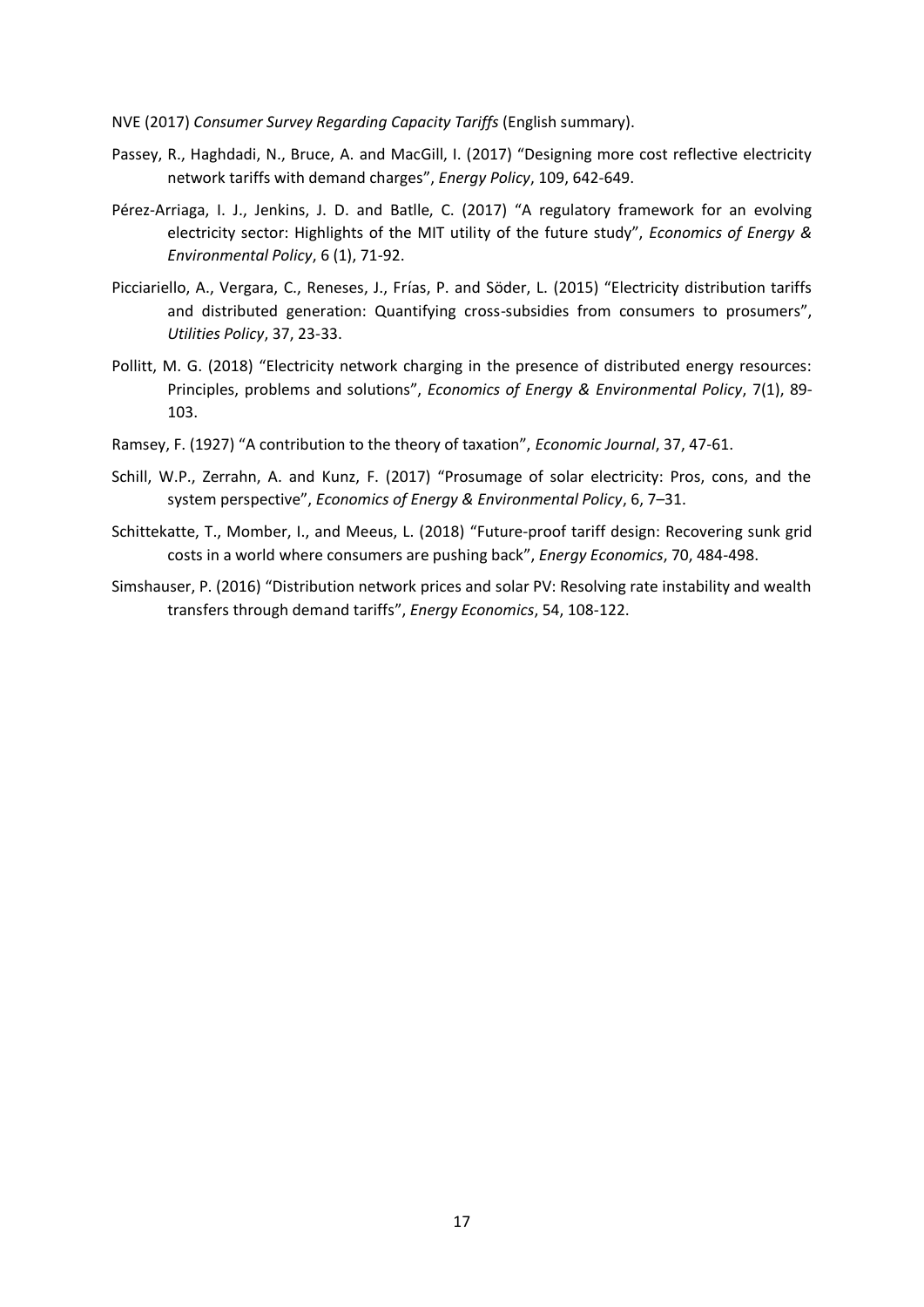NVE (2017) *Consumer Survey Regarding Capacity Tariffs* (English summary).

Passey, R., Haghdadi, N., Bruce, A. and MacGill, I. (2017) "Designing more cost reflective electricity network tariffs with demand charges", *Energy Policy*, 109, 642-649.

Pérez-Arriaga, I. J., Jenkins, J. D. and Batlle, C. (2017) "A regulatory framework for an evolving electricity sector: Highlights of the MIT utility of the future study", *Economics of Energy & Environmental Policy*, 6 (1), 71-92.

Picciariello, A., Vergara, C., Reneses, J., Frías, P. and Söder, L. (2015) "Electricity distribution tariffs and distributed generation: Quantifying cross-subsidies from consumers to prosumers", *Utilities Policy*, 37, 23-33.

Pollitt, M. G. (2018) "Electricity network charging in the presence of distributed energy resources: Principles, problems and solutions", *Economics of Energy & Environmental Policy*, 7(1), 89-103.

Ramsey, F. (1927) "A contribution to the theory of taxation", *Economic Journal*, 37, 47-61.

Schill, W.P., Zerrahn, A. and Kunz, F. (2017) "Prosumage of solar electricity: Pros, cons, and the system perspective", *Economics of Energy & Environmental Policy*, 6, 7–31.

Schittekatte, T., Momber, I., and Meeus, L. (2018) "Future-proof tariff design: Recovering sunk grid costs in a world where consumers are pushing back", *Energy Economics*, 70, 484-498.

Simshauser, P. (2016) "Distribution network prices and solar PV: Resolving rate instability and wealth transfers through demand tariffs", *Energy Economics*, 54, 108-122.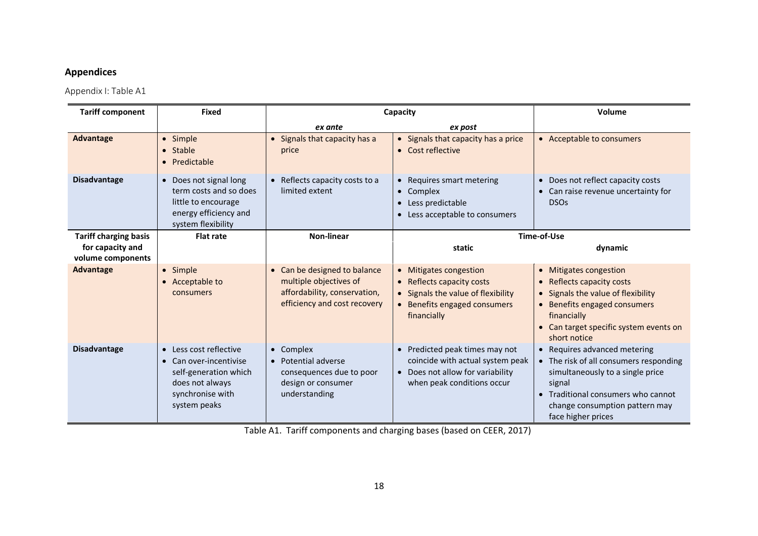## Appendices

Appendix I: Table A1

| Tariff component | Fixed | Capacity | | Volume |
|---|---|---|---|---|
| | | *ex ante* | *ex post* | |
| **Advantage** | • Simple<br>• Stable<br>• Predictable | • Signals that capacity has a price | • Signals that capacity has a price<br>• Cost reflective | • Acceptable to consumers |
| **Disadvantage** | • Does not signal long term costs and so does little to encourage energy efficiency and system flexibility | • Reflects capacity costs to a limited extent | • Requires smart metering<br>• Complex<br>• Less predictable<br>• Less acceptable to consumers | • Does not reflect capacity costs<br>• Can raise revenue uncertainty for DSOs |
| **Tariff charging basis for capacity and volume components** | **Flat rate** | **Non-linear** | **Time-of-Use** | |
| | | | **static** | **dynamic** |
| **Advantage** | • Simple<br>• Acceptable to consumers | • Can be designed to balance multiple objectives of affordability, conservation, efficiency and cost recovery | • Mitigates congestion<br>• Reflects capacity costs<br>• Signals the value of flexibility<br>• Benefits engaged consumers financially | • Mitigates congestion<br>• Reflects capacity costs<br>• Signals the value of flexibility<br>• Benefits engaged consumers financially<br>• Can target specific system events on short notice |
| **Disadvantage** | • Less cost reflective<br>• Can over-incentivise self-generation which does not always synchronise with system peaks | • Complex<br>• Potential adverse consequences due to poor design or consumer understanding | • Predicted peak times may not coincide with actual system peak<br>• Does not allow for variability when peak conditions occur | • Requires advanced metering<br>• The risk of all consumers responding simultaneously to a single price signal<br>• Traditional consumers who cannot change consumption pattern may face higher prices |

Table A1. Tariff components and charging bases (based on CEER, 2017)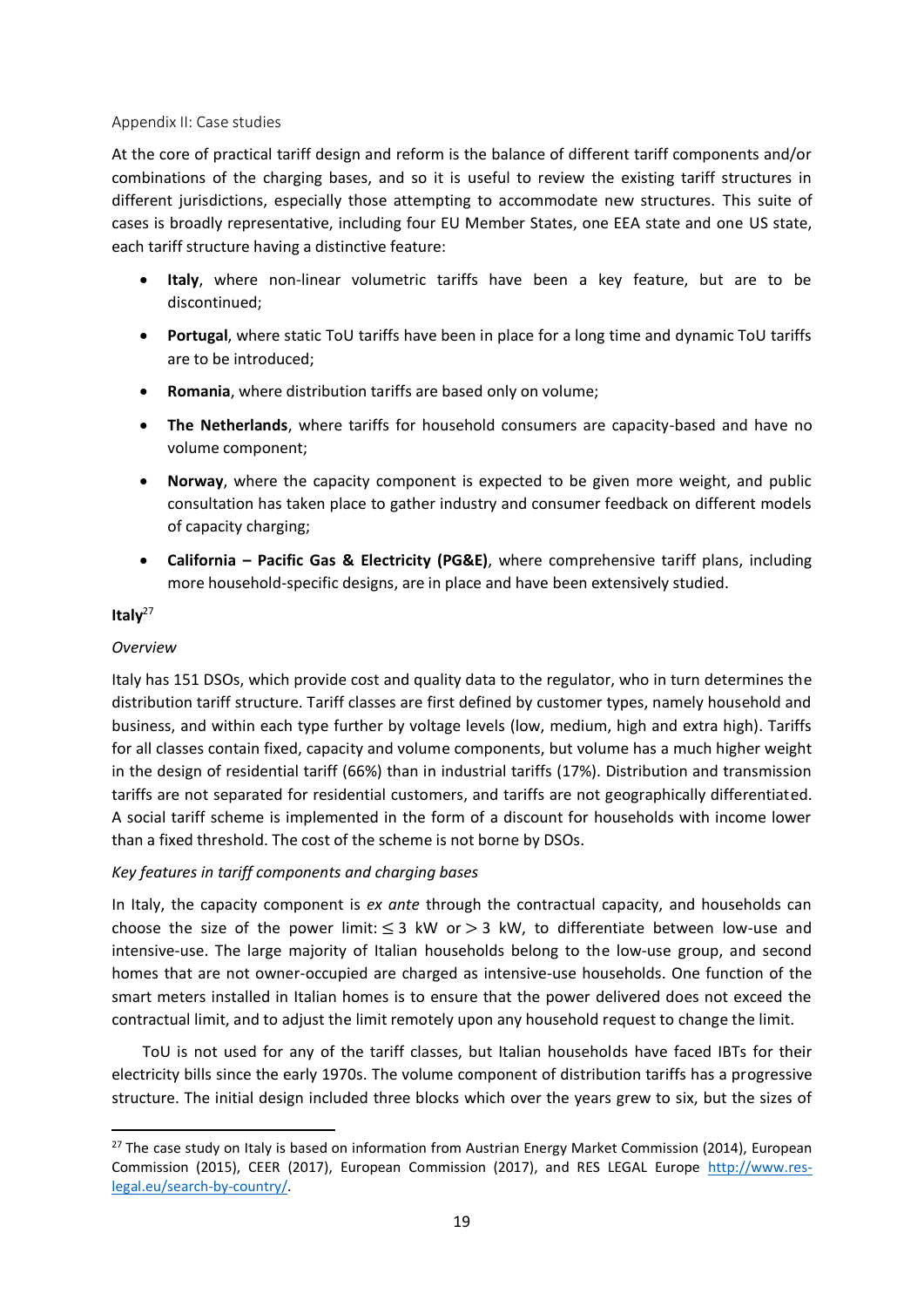Appendix II: Case studies

At the core of practical tariff design and reform is the balance of different tariff components and/or combinations of the charging bases, and so it is useful to review the existing tariff structures in different jurisdictions, especially those attempting to accommodate new structures. This suite of cases is broadly representative, including four EU Member States, one EEA state and one US state, each tariff structure having a distinctive feature:

- **Italy**, where non-linear volumetric tariffs have been a key feature, but are to be discontinued;
- **Portugal**, where static ToU tariffs have been in place for a long time and dynamic ToU tariffs are to be introduced;
- **Romania**, where distribution tariffs are based only on volume;
- **The Netherlands**, where tariffs for household consumers are capacity-based and have no volume component;
- **Norway**, where the capacity component is expected to be given more weight, and public consultation has taken place to gather industry and consumer feedback on different models of capacity charging;
- **California – Pacific Gas & Electricity (PG&E)**, where comprehensive tariff plans, including more household-specific designs, are in place and have been extensively studied.

**Italy**[27]

*Overview*

Italy has 151 DSOs, which provide cost and quality data to the regulator, who in turn determines the distribution tariff structure. Tariff classes are first defined by customer types, namely household and business, and within each type further by voltage levels (low, medium, high and extra high). Tariffs for all classes contain fixed, capacity and volume components, but volume has a much higher weight in the design of residential tariff (66%) than in industrial tariffs (17%). Distribution and transmission tariffs are not separated for residential customers, and tariffs are not geographically differentiated. A social tariff scheme is implemented in the form of a discount for households with income lower than a fixed threshold. The cost of the scheme is not borne by DSOs.

*Key features in tariff components and charging bases*

In Italy, the capacity component is *ex ante* through the contractual capacity, and households can choose the size of the power limit: $\leq 3$ kW or $> 3$ kW, to differentiate between low-use and intensive-use. The large majority of Italian households belong to the low-use group, and second homes that are not owner-occupied are charged as intensive-use households. One function of the smart meters installed in Italian homes is to ensure that the power delivered does not exceed the contractual limit, and to adjust the limit remotely upon any household request to change the limit.

ToU is not used for any of the tariff classes, but Italian households have faced IBTs for their electricity bills since the early 1970s. The volume component of distribution tariffs has a progressive structure. The initial design included three blocks which over the years grew to six, but the sizes of

[27] The case study on Italy is based on information from Austrian Energy Market Commission (2014), European Commission (2015), CEER (2017), European Commission (2017), and RES LEGAL Europe http://www.res-legal.eu/search-by-country/.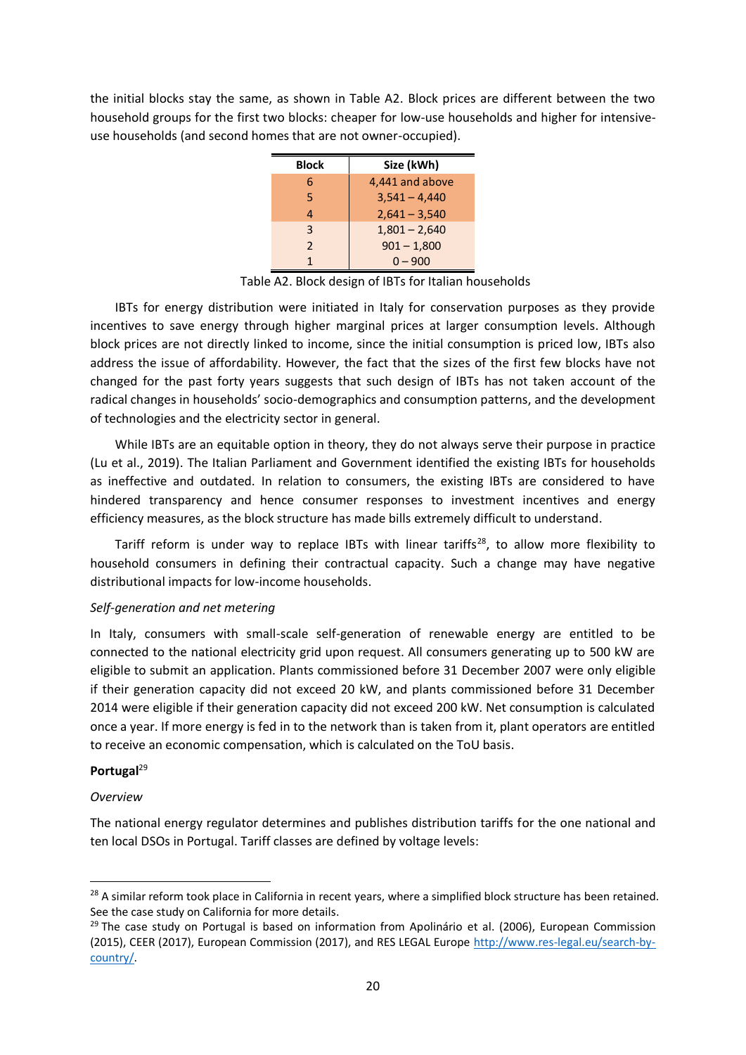the initial blocks stay the same, as shown in Table A2. Block prices are different between the two household groups for the first two blocks: cheaper for low-use households and higher for intensive-use households (and second homes that are not owner-occupied).

| Block | Size (kWh) |
|---|---|
| 6 | 4,441 and above |
| 5 | 3,541 – 4,440 |
| 4 | 2,641 – 3,540 |
| 3 | 1,801 – 2,640 |
| 2 | 901 – 1,800 |
| 1 | 0 – 900 |

Table A2. Block design of IBTs for Italian households

IBTs for energy distribution were initiated in Italy for conservation purposes as they provide incentives to save energy through higher marginal prices at larger consumption levels. Although block prices are not directly linked to income, since the initial consumption is priced low, IBTs also address the issue of affordability. However, the fact that the sizes of the first few blocks have not changed for the past forty years suggests that such design of IBTs has not taken account of the radical changes in households' socio-demographics and consumption patterns, and the development of technologies and the electricity sector in general.

While IBTs are an equitable option in theory, they do not always serve their purpose in practice (Lu et al., 2019). The Italian Parliament and Government identified the existing IBTs for households as ineffective and outdated. In relation to consumers, the existing IBTs are considered to have hindered transparency and hence consumer responses to investment incentives and energy efficiency measures, as the block structure has made bills extremely difficult to understand.

Tariff reform is under way to replace IBTs with linear tariffs[28], to allow more flexibility to household consumers in defining their contractual capacity. Such a change may have negative distributional impacts for low-income households.

*Self-generation and net metering*

In Italy, consumers with small-scale self-generation of renewable energy are entitled to be connected to the national electricity grid upon request. All consumers generating up to 500 kW are eligible to submit an application. Plants commissioned before 31 December 2007 were only eligible if their generation capacity did not exceed 20 kW, and plants commissioned before 31 December 2014 were eligible if their generation capacity did not exceed 200 kW. Net consumption is calculated once a year. If more energy is fed in to the network than is taken from it, plant operators are entitled to receive an economic compensation, which is calculated on the ToU basis.

**Portugal**[29]

*Overview*

The national energy regulator determines and publishes distribution tariffs for the one national and ten local DSOs in Portugal. Tariff classes are defined by voltage levels:

[28] A similar reform took place in California in recent years, where a simplified block structure has been retained. See the case study on California for more details.

[29] The case study on Portugal is based on information from Apolinário et al. (2006), European Commission (2015), CEER (2017), European Commission (2017), and RES LEGAL Europe http://www.res-legal.eu/search-by-country/.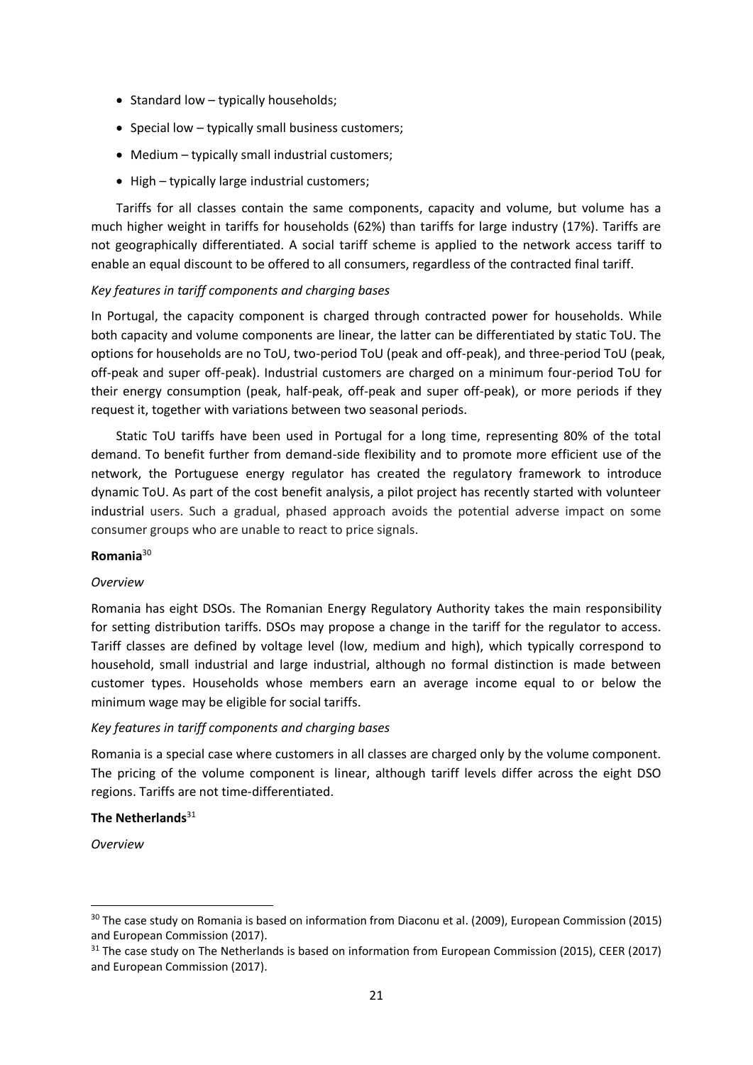- Standard low – typically households;
- Special low – typically small business customers;
- Medium – typically small industrial customers;
- High – typically large industrial customers;

Tariffs for all classes contain the same components, capacity and volume, but volume has a much higher weight in tariffs for households (62%) than tariffs for large industry (17%). Tariffs are not geographically differentiated. A social tariff scheme is applied to the network access tariff to enable an equal discount to be offered to all consumers, regardless of the contracted final tariff.

*Key features in tariff components and charging bases*

In Portugal, the capacity component is charged through contracted power for households. While both capacity and volume components are linear, the latter can be differentiated by static ToU. The options for households are no ToU, two-period ToU (peak and off-peak), and three-period ToU (peak, off-peak and super off-peak). Industrial customers are charged on a minimum four-period ToU for their energy consumption (peak, half-peak, off-peak and super off-peak), or more periods if they request it, together with variations between two seasonal periods.

Static ToU tariffs have been used in Portugal for a long time, representing 80% of the total demand. To benefit further from demand-side flexibility and to promote more efficient use of the network, the Portuguese energy regulator has created the regulatory framework to introduce dynamic ToU. As part of the cost benefit analysis, a pilot project has recently started with volunteer industrial users. Such a gradual, phased approach avoids the potential adverse impact on some consumer groups who are unable to react to price signals.

**Romania**[30]

*Overview*

Romania has eight DSOs. The Romanian Energy Regulatory Authority takes the main responsibility for setting distribution tariffs. DSOs may propose a change in the tariff for the regulator to access. Tariff classes are defined by voltage level (low, medium and high), which typically correspond to household, small industrial and large industrial, although no formal distinction is made between customer types. Households whose members earn an average income equal to or below the minimum wage may be eligible for social tariffs.

*Key features in tariff components and charging bases*

Romania is a special case where customers in all classes are charged only by the volume component. The pricing of the volume component is linear, although tariff levels differ across the eight DSO regions. Tariffs are not time-differentiated.

**The Netherlands**[31]

*Overview*

[30] The case study on Romania is based on information from Diaconu et al. (2009), European Commission (2015) and European Commission (2017).

[31] The case study on The Netherlands is based on information from European Commission (2015), CEER (2017) and European Commission (2017).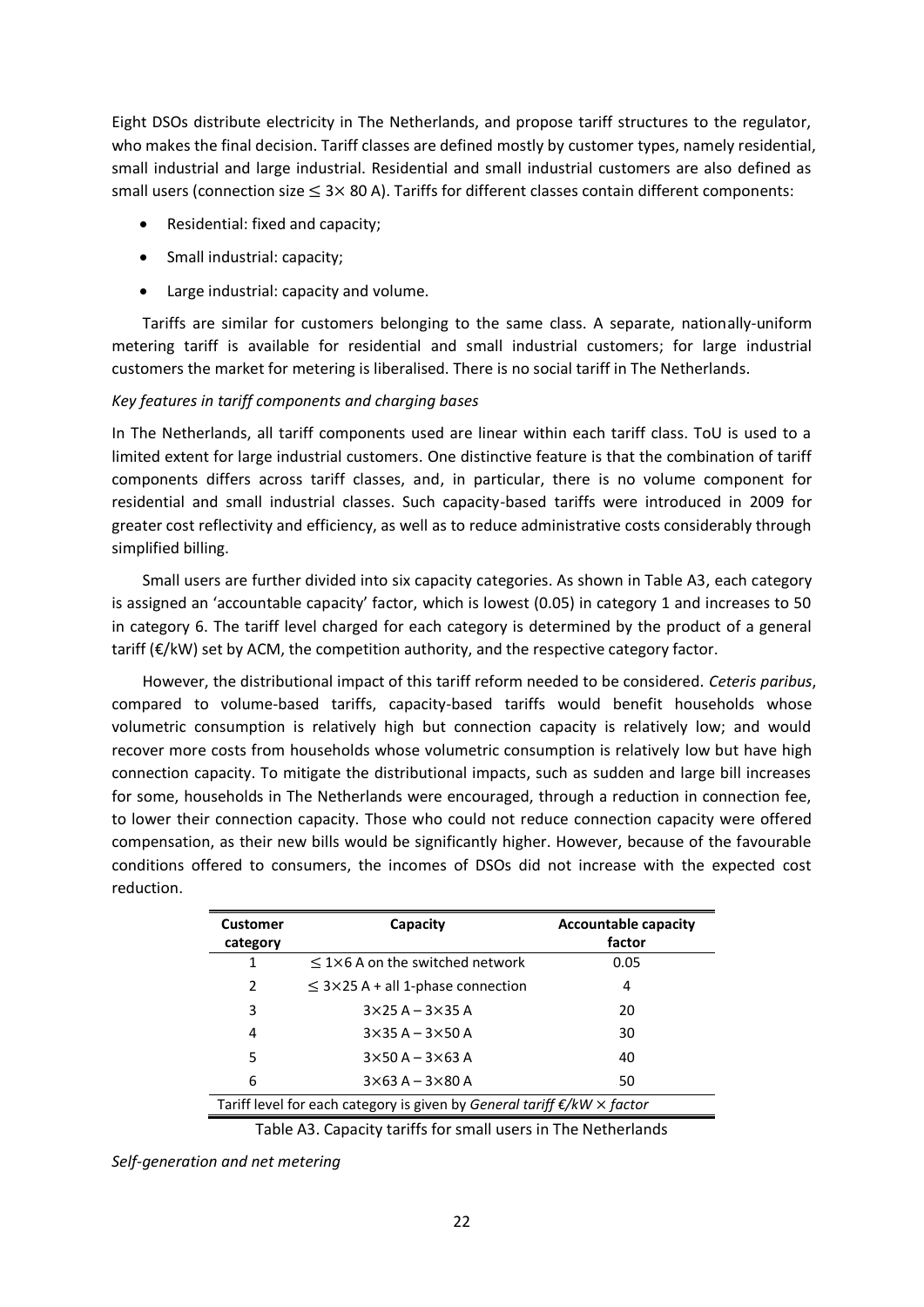Eight DSOs distribute electricity in The Netherlands, and propose tariff structures to the regulator, who makes the final decision. Tariff classes are defined mostly by customer types, namely residential, small industrial and large industrial. Residential and small industrial customers are also defined as small users (connection size ≤ 3× 80 A). Tariffs for different classes contain different components:

- Residential: fixed and capacity;
- Small industrial: capacity;
- Large industrial: capacity and volume.

Tariffs are similar for customers belonging to the same class. A separate, nationally-uniform metering tariff is available for residential and small industrial customers; for large industrial customers the market for metering is liberalised. There is no social tariff in The Netherlands.

*Key features in tariff components and charging bases*

In The Netherlands, all tariff components used are linear within each tariff class. ToU is used to a limited extent for large industrial customers. One distinctive feature is that the combination of tariff components differs across tariff classes, and, in particular, there is no volume component for residential and small industrial classes. Such capacity-based tariffs were introduced in 2009 for greater cost reflectivity and efficiency, as well as to reduce administrative costs considerably through simplified billing.

Small users are further divided into six capacity categories. As shown in Table A3, each category is assigned an 'accountable capacity' factor, which is lowest (0.05) in category 1 and increases to 50 in category 6. The tariff level charged for each category is determined by the product of a general tariff (€/kW) set by ACM, the competition authority, and the respective category factor.

However, the distributional impact of this tariff reform needed to be considered. *Ceteris paribus*, compared to volume-based tariffs, capacity-based tariffs would benefit households whose volumetric consumption is relatively high but connection capacity is relatively low; and would recover more costs from households whose volumetric consumption is relatively low but have high connection capacity. To mitigate the distributional impacts, such as sudden and large bill increases for some, households in The Netherlands were encouraged, through a reduction in connection fee, to lower their connection capacity. Those who could not reduce connection capacity were offered compensation, as their new bills would be significantly higher. However, because of the favourable conditions offered to consumers, the incomes of DSOs did not increase with the expected cost reduction.

| Customer category | Capacity | Accountable capacity factor |
|---|---|---|
| 1 | ≤ 1×6 A on the switched network | 0.05 |
| 2 | ≤ 3×25 A + all 1-phase connection | 4 |
| 3 | 3×25 A – 3×35 A | 20 |
| 4 | 3×35 A – 3×50 A | 30 |
| 5 | 3×50 A – 3×63 A | 40 |
| 6 | 3×63 A – 3×80 A | 50 |
| Tariff level for each category is given by *General tariff €/kW × factor* | | |

Table A3. Capacity tariffs for small users in The Netherlands

*Self-generation and net metering*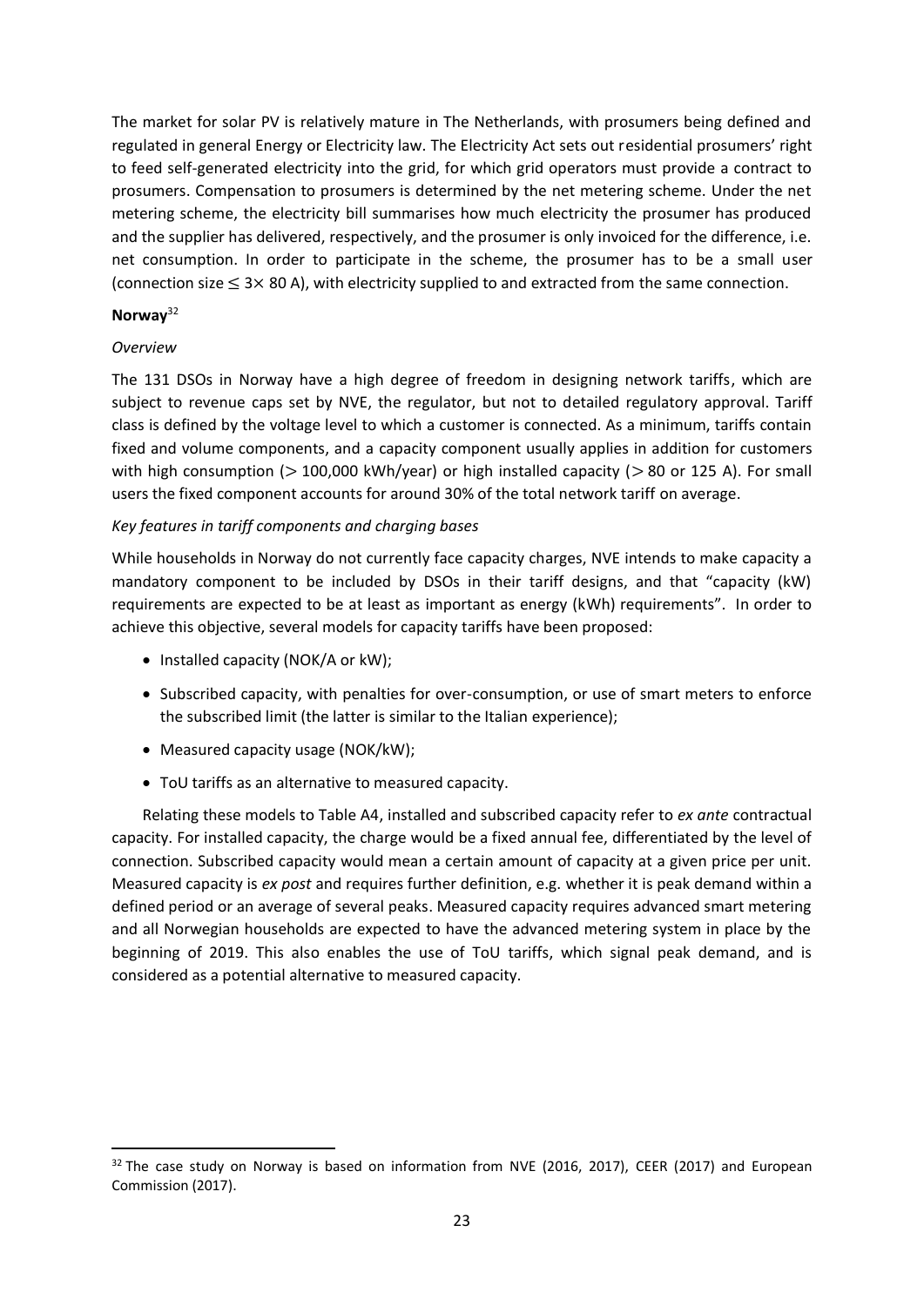The market for solar PV is relatively mature in The Netherlands, with prosumers being defined and regulated in general Energy or Electricity law. The Electricity Act sets out residential prosumers' right to feed self-generated electricity into the grid, for which grid operators must provide a contract to prosumers. Compensation to prosumers is determined by the net metering scheme. Under the net metering scheme, the electricity bill summarises how much electricity the prosumer has produced and the supplier has delivered, respectively, and the prosumer is only invoiced for the difference, i.e. net consumption. In order to participate in the scheme, the prosumer has to be a small user (connection size $\leq 3\times$ 80 A), with electricity supplied to and extracted from the same connection.

**Norway**[32]

*Overview*

The 131 DSOs in Norway have a high degree of freedom in designing network tariffs, which are subject to revenue caps set by NVE, the regulator, but not to detailed regulatory approval. Tariff class is defined by the voltage level to which a customer is connected. As a minimum, tariffs contain fixed and volume components, and a capacity component usually applies in addition for customers with high consumption ($>$ 100,000 kWh/year) or high installed capacity ($>$ 80 or 125 A). For small users the fixed component accounts for around 30% of the total network tariff on average.

*Key features in tariff components and charging bases*

While households in Norway do not currently face capacity charges, NVE intends to make capacity a mandatory component to be included by DSOs in their tariff designs, and that "capacity (kW) requirements are expected to be at least as important as energy (kWh) requirements". In order to achieve this objective, several models for capacity tariffs have been proposed:

- Installed capacity (NOK/A or kW);
- Subscribed capacity, with penalties for over-consumption, or use of smart meters to enforce the subscribed limit (the latter is similar to the Italian experience);
- Measured capacity usage (NOK/kW);
- ToU tariffs as an alternative to measured capacity.

Relating these models to Table A4, installed and subscribed capacity refer to *ex ante* contractual capacity. For installed capacity, the charge would be a fixed annual fee, differentiated by the level of connection. Subscribed capacity would mean a certain amount of capacity at a given price per unit. Measured capacity is *ex post* and requires further definition, e.g. whether it is peak demand within a defined period or an average of several peaks. Measured capacity requires advanced smart metering and all Norwegian households are expected to have the advanced metering system in place by the beginning of 2019. This also enables the use of ToU tariffs, which signal peak demand, and is considered as a potential alternative to measured capacity.

[32] The case study on Norway is based on information from NVE (2016, 2017), CEER (2017) and European Commission (2017).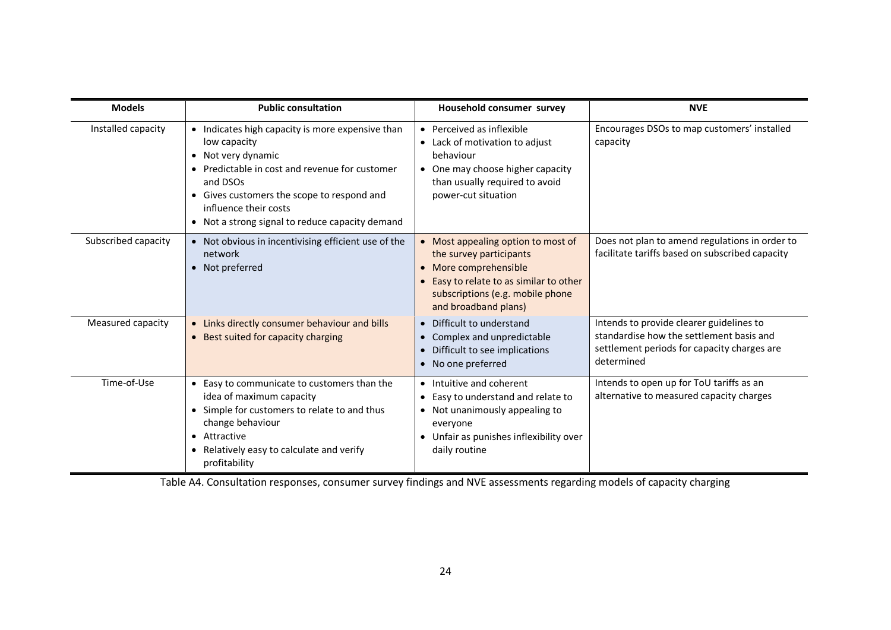| Models | Public consultation | Household consumer survey | NVE |
|---|---|---|---|
| Installed capacity | • Indicates high capacity is more expensive than low capacity<br>• Not very dynamic<br>• Predictable in cost and revenue for customer and DSOs<br>• Gives customers the scope to respond and influence their costs<br>• Not a strong signal to reduce capacity demand | • Perceived as inflexible<br>• Lack of motivation to adjust behaviour<br>• One may choose higher capacity than usually required to avoid power-cut situation | Encourages DSOs to map customers' installed capacity |
| Subscribed capacity | • Not obvious in incentivising efficient use of the network<br>• Not preferred | • Most appealing option to most of the survey participants<br>• More comprehensible<br>• Easy to relate to as similar to other subscriptions (e.g. mobile phone and broadband plans) | Does not plan to amend regulations in order to facilitate tariffs based on subscribed capacity |
| Measured capacity | • Links directly consumer behaviour and bills<br>• Best suited for capacity charging | • Difficult to understand<br>• Complex and unpredictable<br>• Difficult to see implications<br>• No one preferred | Intends to provide clearer guidelines to standardise how the settlement basis and settlement periods for capacity charges are determined |
| Time-of-Use | • Easy to communicate to customers than the idea of maximum capacity<br>• Simple for customers to relate to and thus change behaviour<br>• Attractive<br>• Relatively easy to calculate and verify profitability | • Intuitive and coherent<br>• Easy to understand and relate to<br>• Not unanimously appealing to everyone<br>• Unfair as punishes inflexibility over daily routine | Intends to open up for ToU tariffs as an alternative to measured capacity charges |

Table A4. Consultation responses, consumer survey findings and NVE assessments regarding models of capacity charging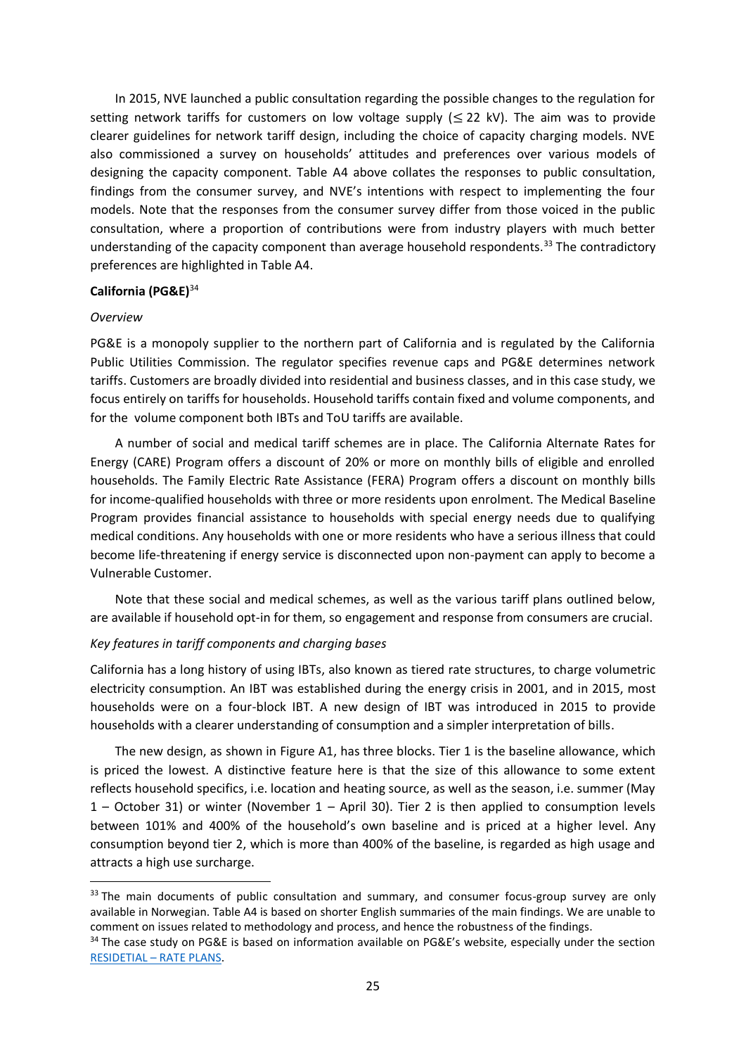In 2015, NVE launched a public consultation regarding the possible changes to the regulation for setting network tariffs for customers on low voltage supply (≤ 22 kV). The aim was to provide clearer guidelines for network tariff design, including the choice of capacity charging models. NVE also commissioned a survey on households' attitudes and preferences over various models of designing the capacity component. Table A4 above collates the responses to public consultation, findings from the consumer survey, and NVE's intentions with respect to implementing the four models. Note that the responses from the consumer survey differ from those voiced in the public consultation, where a proportion of contributions were from industry players with much better understanding of the capacity component than average household respondents.[33] The contradictory preferences are highlighted in Table A4.

**California (PG&E)**[34]

*Overview*

PG&E is a monopoly supplier to the northern part of California and is regulated by the California Public Utilities Commission. The regulator specifies revenue caps and PG&E determines network tariffs. Customers are broadly divided into residential and business classes, and in this case study, we focus entirely on tariffs for households. Household tariffs contain fixed and volume components, and for the volume component both IBTs and ToU tariffs are available.

A number of social and medical tariff schemes are in place. The California Alternate Rates for Energy (CARE) Program offers a discount of 20% or more on monthly bills of eligible and enrolled households. The Family Electric Rate Assistance (FERA) Program offers a discount on monthly bills for income-qualified households with three or more residents upon enrolment. The Medical Baseline Program provides financial assistance to households with special energy needs due to qualifying medical conditions. Any households with one or more residents who have a serious illness that could become life-threatening if energy service is disconnected upon non-payment can apply to become a Vulnerable Customer.

Note that these social and medical schemes, as well as the various tariff plans outlined below, are available if household opt-in for them, so engagement and response from consumers are crucial.

*Key features in tariff components and charging bases*

California has a long history of using IBTs, also known as tiered rate structures, to charge volumetric electricity consumption. An IBT was established during the energy crisis in 2001, and in 2015, most households were on a four-block IBT. A new design of IBT was introduced in 2015 to provide households with a clearer understanding of consumption and a simpler interpretation of bills.

The new design, as shown in Figure A1, has three blocks. Tier 1 is the baseline allowance, which is priced the lowest. A distinctive feature here is that the size of this allowance to some extent reflects household specifics, i.e. location and heating source, as well as the season, i.e. summer (May 1 – October 31) or winter (November 1 – April 30). Tier 2 is then applied to consumption levels between 101% and 400% of the household's own baseline and is priced at a higher level. Any consumption beyond tier 2, which is more than 400% of the baseline, is regarded as high usage and attracts a high use surcharge.

[33] The main documents of public consultation and summary, and consumer focus-group survey are only available in Norwegian. Table A4 is based on shorter English summaries of the main findings. We are unable to comment on issues related to methodology and process, and hence the robustness of the findings.

[34] The case study on PG&E is based on information available on PG&E's website, especially under the section RESIDETIAL – RATE PLANS.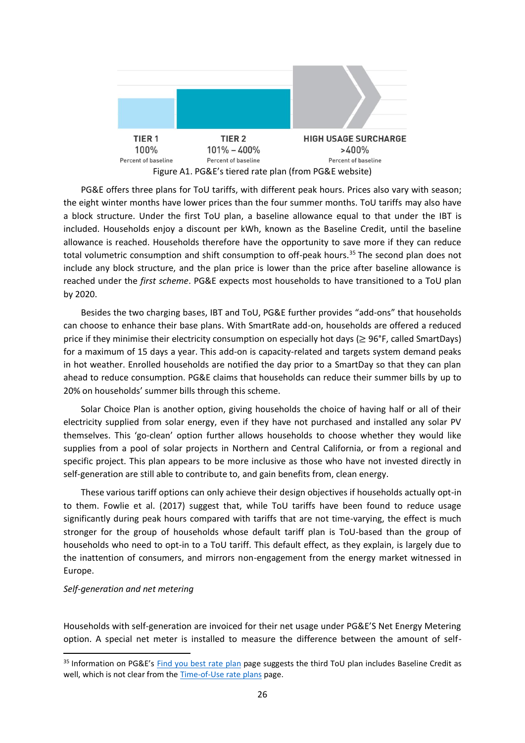TIER 1
100%
Percent of baseline

TIER 2
101% – 400%
Percent of baseline

HIGH USAGE SURCHARGE
>400%
Percent of baseline

Figure A1. PG&E's tiered rate plan (from PG&E website)

PG&E offers three plans for ToU tariffs, with different peak hours. Prices also vary with season; the eight winter months have lower prices than the four summer months. ToU tariffs may also have a block structure. Under the first ToU plan, a baseline allowance equal to that under the IBT is included. Households enjoy a discount per kWh, known as the Baseline Credit, until the baseline allowance is reached. Households therefore have the opportunity to save more if they can reduce total volumetric consumption and shift consumption to off-peak hours.[35] The second plan does not include any block structure, and the plan price is lower than the price after baseline allowance is reached under the *first scheme*. PG&E expects most households to have transitioned to a ToU plan by 2020.

Besides the two charging bases, IBT and ToU, PG&E further provides "add-ons" that households can choose to enhance their base plans. With SmartRate add-on, households are offered a reduced price if they minimise their electricity consumption on especially hot days (≥ 96°F, called SmartDays) for a maximum of 15 days a year. This add-on is capacity-related and targets system demand peaks in hot weather. Enrolled households are notified the day prior to a SmartDay so that they can plan ahead to reduce consumption. PG&E claims that households can reduce their summer bills by up to 20% on households' summer bills through this scheme.

Solar Choice Plan is another option, giving households the choice of having half or all of their electricity supplied from solar energy, even if they have not purchased and installed any solar PV themselves. This 'go-clean' option further allows households to choose whether they would like supplies from a pool of solar projects in Northern and Central California, or from a regional and specific project. This plan appears to be more inclusive as those who have not invested directly in self-generation are still able to contribute to, and gain benefits from, clean energy.

These various tariff options can only achieve their design objectives if households actually opt-in to them. Fowlie et al. (2017) suggest that, while ToU tariffs have been found to reduce usage significantly during peak hours compared with tariffs that are not time-varying, the effect is much stronger for the group of households whose default tariff plan is ToU-based than the group of households who need to opt-in to a ToU tariff. This default effect, as they explain, is largely due to the inattention of consumers, and mirrors non-engagement from the energy market witnessed in Europe.

*Self-generation and net metering*

Households with self-generation are invoiced for their net usage under PG&E'S Net Energy Metering option. A special net meter is installed to measure the difference between the amount of self-

[35] Information on PG&E's Find you best rate plan page suggests the third ToU plan includes Baseline Credit as well, which is not clear from the Time-of-Use rate plans page.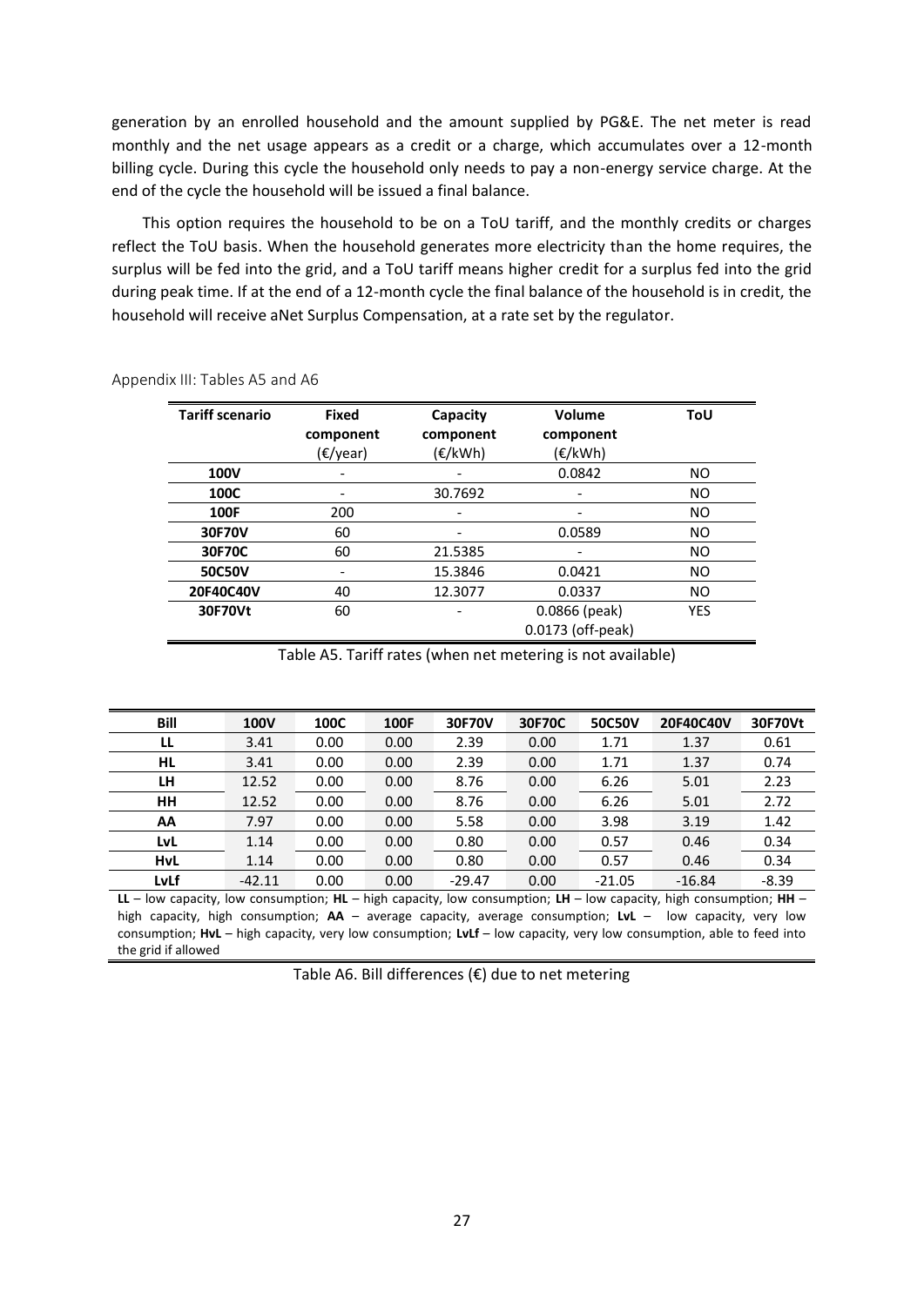generation by an enrolled household and the amount supplied by PG&E. The net meter is read monthly and the net usage appears as a credit or a charge, which accumulates over a 12-month billing cycle. During this cycle the household only needs to pay a non-energy service charge. At the end of the cycle the household will be issued a final balance.

This option requires the household to be on a ToU tariff, and the monthly credits or charges reflect the ToU basis. When the household generates more electricity than the home requires, the surplus will be fed into the grid, and a ToU tariff means higher credit for a surplus fed into the grid during peak time. If at the end of a 12-month cycle the final balance of the household is in credit, the household will receive aNet Surplus Compensation, at a rate set by the regulator.

## Appendix III: Tables A5 and A6

| Tariff scenario | Fixed component (€/year) | Capacity component (€/kWh) | Volume component (€/kWh) | ToU |
|---|---|---|---|---|
| **100V** | - | - | 0.0842 | NO |
| **100C** | - | 30.7692 | - | NO |
| **100F** | 200 | - | - | NO |
| **30F70V** | 60 | - | 0.0589 | NO |
| **30F70C** | 60 | 21.5385 | - | NO |
| **50C50V** | - | 15.3846 | 0.0421 | NO |
| **20F40C40V** | 40 | 12.3077 | 0.0337 | NO |
| **30F70Vt** | 60 | - | 0.0866 (peak)<br>0.0173 (off-peak) | YES |

Table A5. Tariff rates (when net metering is not available)

| Bill | 100V | 100C | 100F | 30F70V | 30F70C | 50C50V | 20F40C40V | 30F70Vt |
|---|---|---|---|---|---|---|---|---|
| **LL** | 3.41 | 0.00 | 0.00 | 2.39 | 0.00 | 1.71 | 1.37 | 0.61 |
| **HL** | 3.41 | 0.00 | 0.00 | 2.39 | 0.00 | 1.71 | 1.37 | 0.74 |
| **LH** | 12.52 | 0.00 | 0.00 | 8.76 | 0.00 | 6.26 | 5.01 | 2.23 |
| **HH** | 12.52 | 0.00 | 0.00 | 8.76 | 0.00 | 6.26 | 5.01 | 2.72 |
| **AA** | 7.97 | 0.00 | 0.00 | 5.58 | 0.00 | 3.98 | 3.19 | 1.42 |
| **LvL** | 1.14 | 0.00 | 0.00 | 0.80 | 0.00 | 0.57 | 0.46 | 0.34 |
| **HvL** | 1.14 | 0.00 | 0.00 | 0.80 | 0.00 | 0.57 | 0.46 | 0.34 |
| **LvLf** | -42.11 | 0.00 | 0.00 | -29.47 | 0.00 | -21.05 | -16.84 | -8.39 |

**LL** – low capacity, low consumption; **HL** – high capacity, low consumption; **LH** – low capacity, high consumption; **HH** – high capacity, high consumption; **AA** – average capacity, average consumption; **LvL** – low capacity, very low consumption; **HvL** – high capacity, very low consumption; **LvLf** – low capacity, very low consumption, able to feed into the grid if allowed

Table A6. Bill differences (€) due to net metering